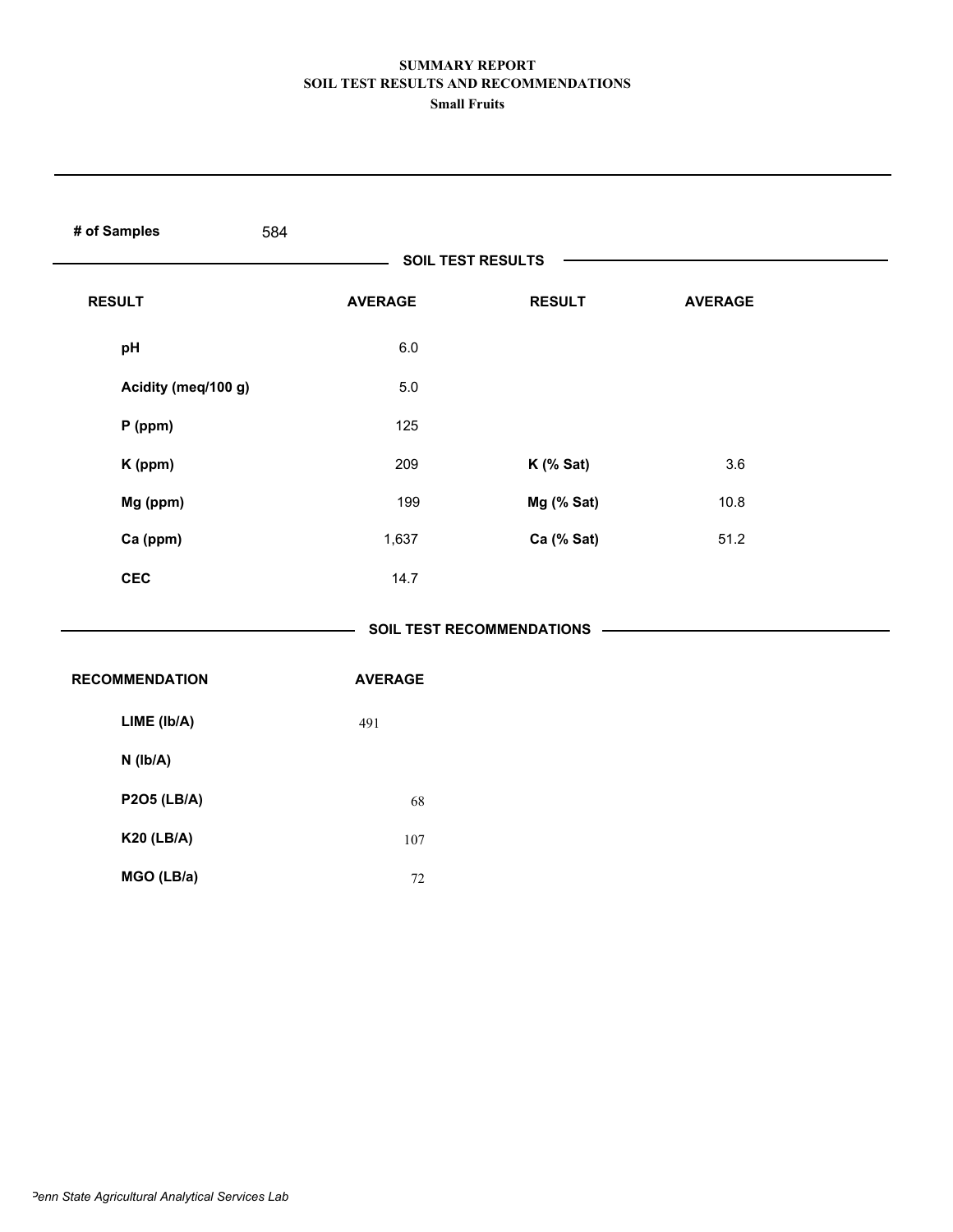**SUMMARY REPORT**
**SOIL TEST RESULTS AND RECOMMENDATIONS**
**Small Fruits**

**# of Samples** 584

**SOIL TEST RESULTS**

| RESULT | AVERAGE | RESULT | AVERAGE |
|---|---|---|---|
| pH | 6.0 | | |
| Acidity (meq/100 g) | 5.0 | | |
| P (ppm) | 125 | | |
| K (ppm) | 209 | K (% Sat) | 3.6 |
| Mg (ppm) | 199 | Mg (% Sat) | 10.8 |
| Ca (ppm) | 1,637 | Ca (% Sat) | 51.2 |
| CEC | 14.7 | | |

**SOIL TEST RECOMMENDATIONS**

| RECOMMENDATION | AVERAGE |
|---|---|
| LIME (lb/A) | 491 |
| N (lb/A) | |
| P2O5 (LB/A) | 68 |
| K20 (LB/A) | 107 |
| MGO (LB/a) | 72 |

*Penn State Agricultural Analytical Services Lab*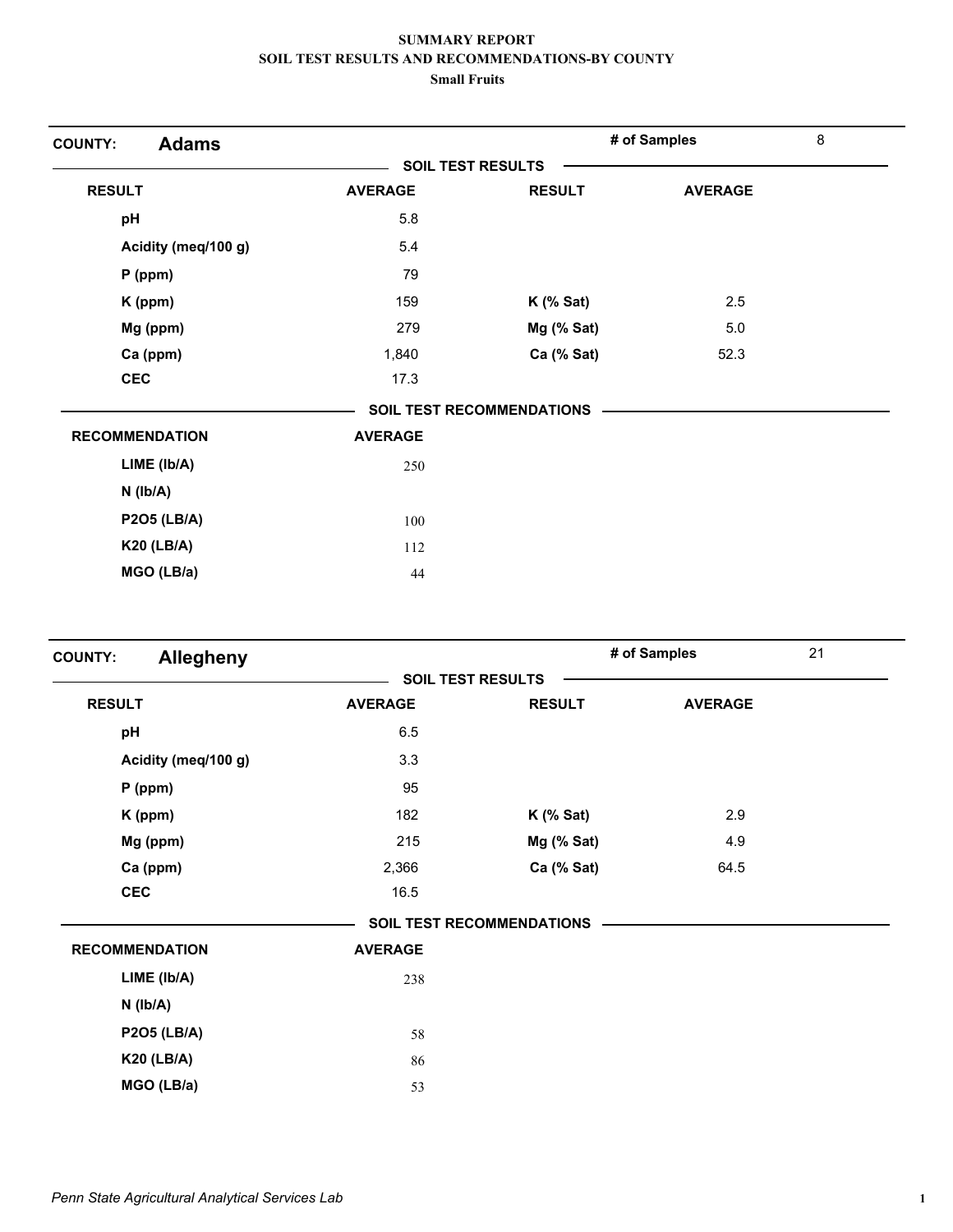**SUMMARY REPORT**
**SOIL TEST RESULTS AND RECOMMENDATIONS-BY COUNTY**
**Small Fruits**

## COUNTY: Adams

**# of Samples:** 8

### SOIL TEST RESULTS

| RESULT | AVERAGE | RESULT | AVERAGE |
|---|---|---|---|
| pH | 5.8 | | |
| Acidity (meq/100 g) | 5.4 | | |
| P (ppm) | 79 | | |
| K (ppm) | 159 | K (% Sat) | 2.5 |
| Mg (ppm) | 279 | Mg (% Sat) | 5.0 |
| Ca (ppm) | 1,840 | Ca (% Sat) | 52.3 |
| CEC | 17.3 | | |

### SOIL TEST RECOMMENDATIONS

| RECOMMENDATION | AVERAGE |
|---|---|
| LIME (lb/A) | 250 |
| N (lb/A) | |
| P2O5 (LB/A) | 100 |
| K20 (LB/A) | 112 |
| MGO (LB/a) | 44 |

## COUNTY: Allegheny

**# of Samples:** 21

### SOIL TEST RESULTS

| RESULT | AVERAGE | RESULT | AVERAGE |
|---|---|---|---|
| pH | 6.5 | | |
| Acidity (meq/100 g) | 3.3 | | |
| P (ppm) | 95 | | |
| K (ppm) | 182 | K (% Sat) | 2.9 |
| Mg (ppm) | 215 | Mg (% Sat) | 4.9 |
| Ca (ppm) | 2,366 | Ca (% Sat) | 64.5 |
| CEC | 16.5 | | |

### SOIL TEST RECOMMENDATIONS

| RECOMMENDATION | AVERAGE |
|---|---|
| LIME (lb/A) | 238 |
| N (lb/A) | |
| P2O5 (LB/A) | 58 |
| K20 (LB/A) | 86 |
| MGO (LB/a) | 53 |

*Penn State Agricultural Analytical Services Lab*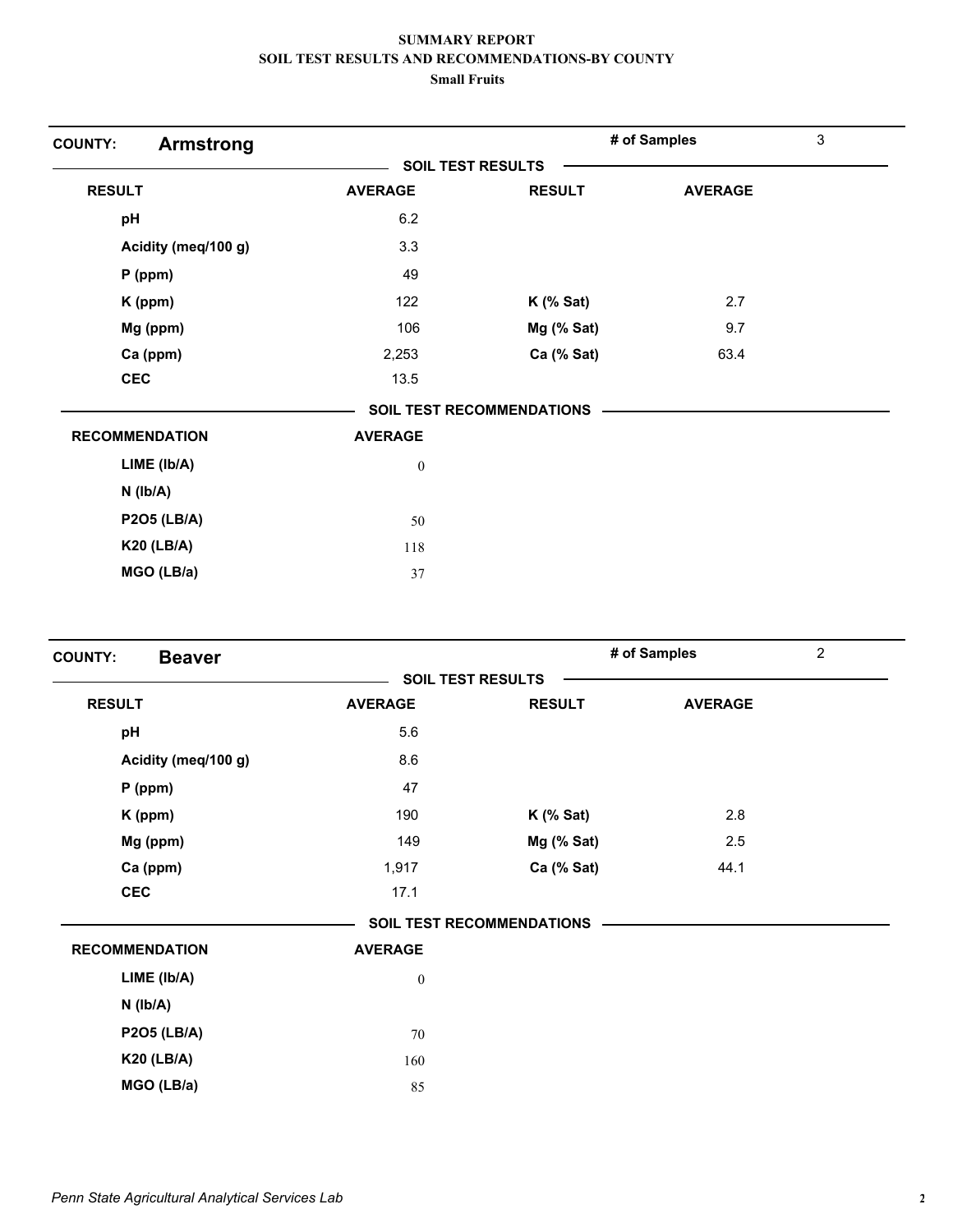**SUMMARY REPORT**
**SOIL TEST RESULTS AND RECOMMENDATIONS-BY COUNTY**
**Small Fruits**

**COUNTY: Armstrong** — **# of Samples** 3

**SOIL TEST RESULTS**

| RESULT | AVERAGE | RESULT | AVERAGE |
|---|---|---|---|
| pH | 6.2 | | |
| Acidity (meq/100 g) | 3.3 | | |
| P (ppm) | 49 | | |
| K (ppm) | 122 | K (% Sat) | 2.7 |
| Mg (ppm) | 106 | Mg (% Sat) | 9.7 |
| Ca (ppm) | 2,253 | Ca (% Sat) | 63.4 |
| CEC | 13.5 | | |

**SOIL TEST RECOMMENDATIONS**

| RECOMMENDATION | AVERAGE |
|---|---|
| LIME (lb/A) | 0 |
| N (lb/A) | |
| P2O5 (LB/A) | 50 |
| K20 (LB/A) | 118 |
| MGO (LB/a) | 37 |

**COUNTY: Beaver** — **# of Samples** 2

**SOIL TEST RESULTS**

| RESULT | AVERAGE | RESULT | AVERAGE |
|---|---|---|---|
| pH | 5.6 | | |
| Acidity (meq/100 g) | 8.6 | | |
| P (ppm) | 47 | | |
| K (ppm) | 190 | K (% Sat) | 2.8 |
| Mg (ppm) | 149 | Mg (% Sat) | 2.5 |
| Ca (ppm) | 1,917 | Ca (% Sat) | 44.1 |
| CEC | 17.1 | | |

**SOIL TEST RECOMMENDATIONS**

| RECOMMENDATION | AVERAGE |
|---|---|
| LIME (lb/A) | 0 |
| N (lb/A) | |
| P2O5 (LB/A) | 70 |
| K20 (LB/A) | 160 |
| MGO (LB/a) | 85 |

*Penn State Agricultural Analytical Services Lab*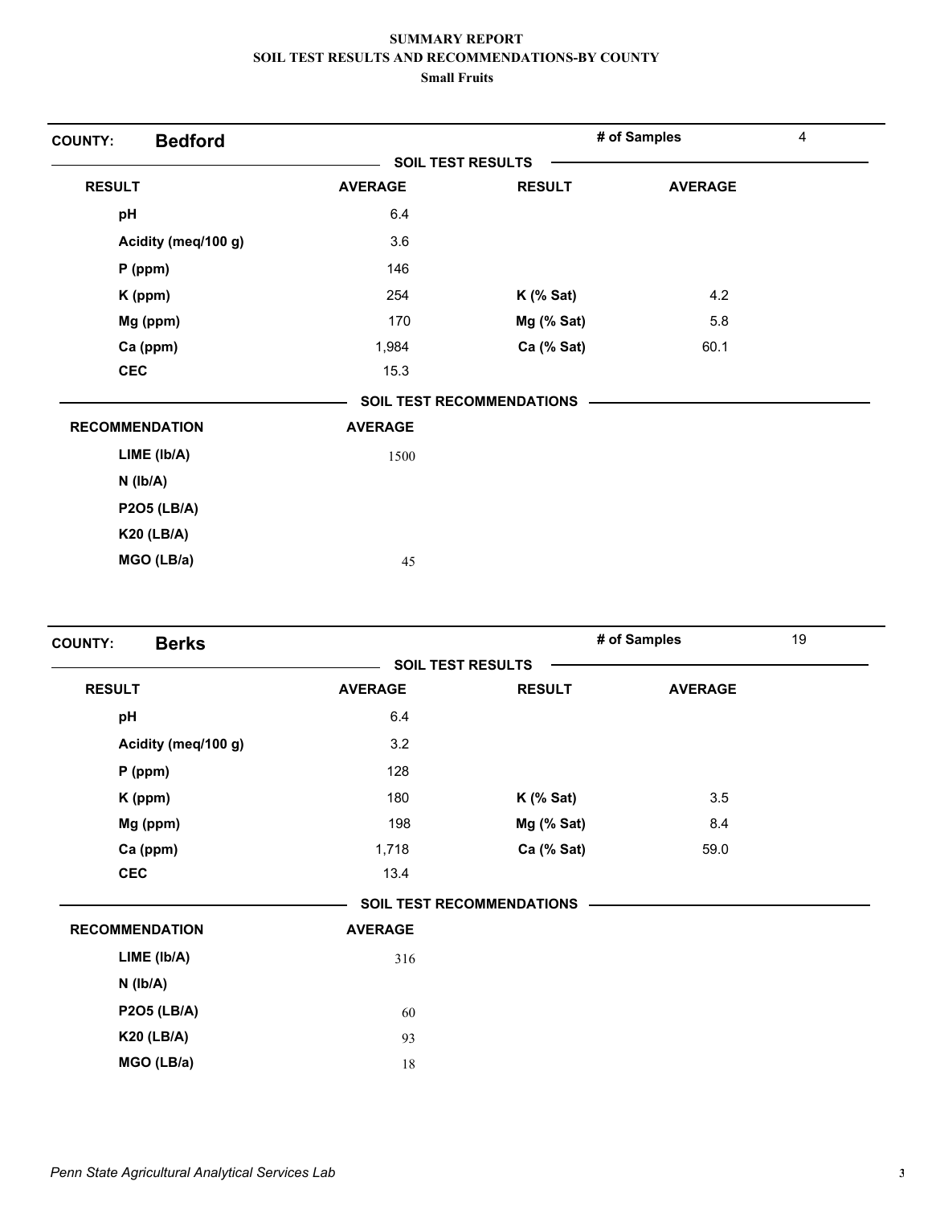**SUMMARY REPORT**
**SOIL TEST RESULTS AND RECOMMENDATIONS-BY COUNTY**
**Small Fruits**

## COUNTY: Bedford

**# of Samples** 4

### SOIL TEST RESULTS

| RESULT | AVERAGE | RESULT | AVERAGE |
|---|---|---|---|
| pH | 6.4 | | |
| Acidity (meq/100 g) | 3.6 | | |
| P (ppm) | 146 | | |
| K (ppm) | 254 | K (% Sat) | 4.2 |
| Mg (ppm) | 170 | Mg (% Sat) | 5.8 |
| Ca (ppm) | 1,984 | Ca (% Sat) | 60.1 |
| CEC | 15.3 | | |

### SOIL TEST RECOMMENDATIONS

| RECOMMENDATION | AVERAGE |
|---|---|
| LIME (lb/A) | 1500 |
| N (lb/A) | |
| P2O5 (LB/A) | |
| K20 (LB/A) | |
| MGO (LB/a) | 45 |

## COUNTY: Berks

**# of Samples** 19

### SOIL TEST RESULTS

| RESULT | AVERAGE | RESULT | AVERAGE |
|---|---|---|---|
| pH | 6.4 | | |
| Acidity (meq/100 g) | 3.2 | | |
| P (ppm) | 128 | | |
| K (ppm) | 180 | K (% Sat) | 3.5 |
| Mg (ppm) | 198 | Mg (% Sat) | 8.4 |
| Ca (ppm) | 1,718 | Ca (% Sat) | 59.0 |
| CEC | 13.4 | | |

### SOIL TEST RECOMMENDATIONS

| RECOMMENDATION | AVERAGE |
|---|---|
| LIME (lb/A) | 316 |
| N (lb/A) | |
| P2O5 (LB/A) | 60 |
| K20 (LB/A) | 93 |
| MGO (LB/a) | 18 |

*Penn State Agricultural Analytical Services Lab*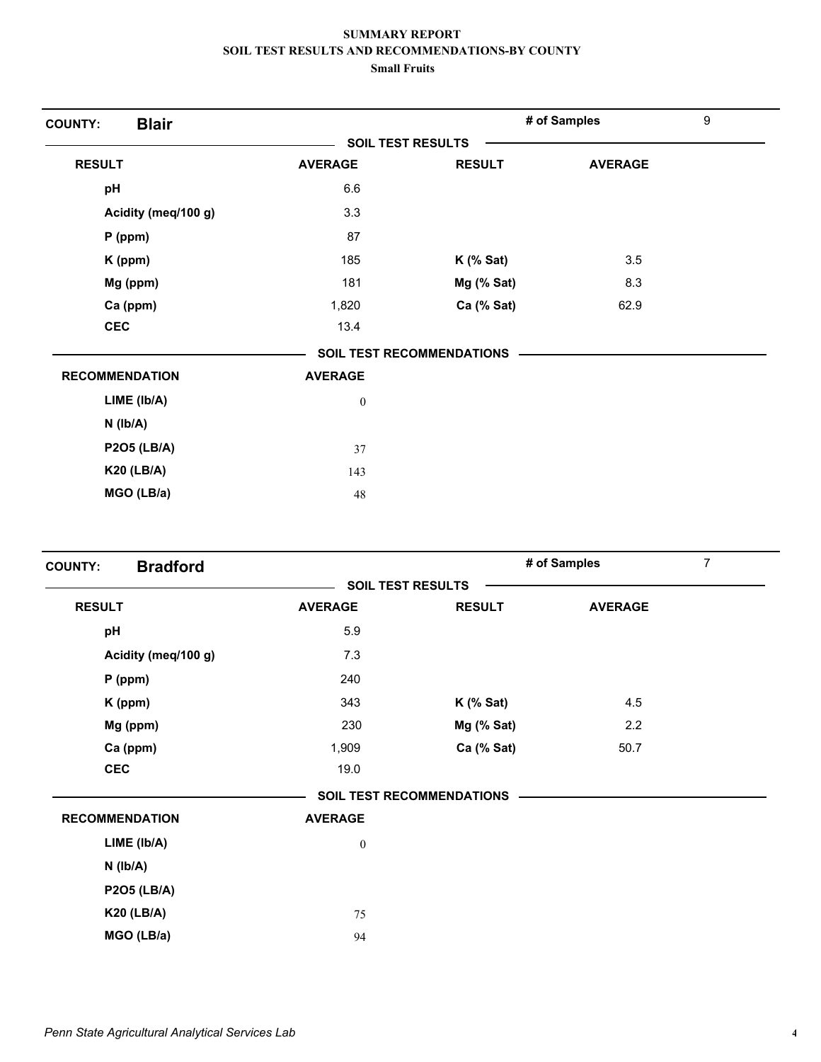# SUMMARY REPORT
## SOIL TEST RESULTS AND RECOMMENDATIONS-BY COUNTY
### Small Fruits

**COUNTY: Blair** — # of Samples: 9

**SOIL TEST RESULTS**

| RESULT | AVERAGE | RESULT | AVERAGE |
|---|---|---|---|
| pH | 6.6 | | |
| Acidity (meq/100 g) | 3.3 | | |
| P (ppm) | 87 | | |
| K (ppm) | 185 | K (% Sat) | 3.5 |
| Mg (ppm) | 181 | Mg (% Sat) | 8.3 |
| Ca (ppm) | 1,820 | Ca (% Sat) | 62.9 |
| CEC | 13.4 | | |

**SOIL TEST RECOMMENDATIONS**

| RECOMMENDATION | AVERAGE |
|---|---|
| LIME (lb/A) | 0 |
| N (lb/A) | |
| P2O5 (LB/A) | 37 |
| K20 (LB/A) | 143 |
| MGO (LB/a) | 48 |

**COUNTY: Bradford** — # of Samples: 7

**SOIL TEST RESULTS**

| RESULT | AVERAGE | RESULT | AVERAGE |
|---|---|---|---|
| pH | 5.9 | | |
| Acidity (meq/100 g) | 7.3 | | |
| P (ppm) | 240 | | |
| K (ppm) | 343 | K (% Sat) | 4.5 |
| Mg (ppm) | 230 | Mg (% Sat) | 2.2 |
| Ca (ppm) | 1,909 | Ca (% Sat) | 50.7 |
| CEC | 19.0 | | |

**SOIL TEST RECOMMENDATIONS**

| RECOMMENDATION | AVERAGE |
|---|---|
| LIME (lb/A) | 0 |
| N (lb/A) | |
| P2O5 (LB/A) | |
| K20 (LB/A) | 75 |
| MGO (LB/a) | 94 |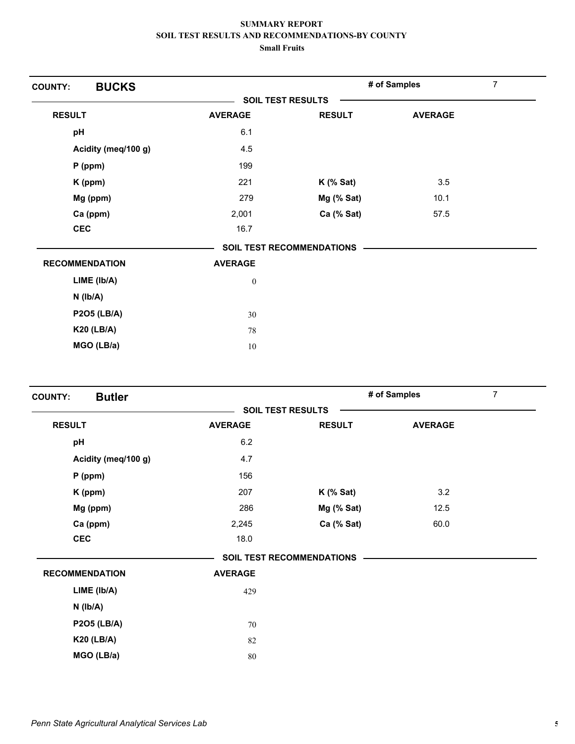**SUMMARY REPORT**
**SOIL TEST RESULTS AND RECOMMENDATIONS-BY COUNTY**
**Small Fruits**

**COUNTY: BUCKS** — **# of Samples** 7

**SOIL TEST RESULTS**

| RESULT | AVERAGE | RESULT | AVERAGE |
|---|---|---|---|
| pH | 6.1 | | |
| Acidity (meq/100 g) | 4.5 | | |
| P (ppm) | 199 | | |
| K (ppm) | 221 | K (% Sat) | 3.5 |
| Mg (ppm) | 279 | Mg (% Sat) | 10.1 |
| Ca (ppm) | 2,001 | Ca (% Sat) | 57.5 |
| CEC | 16.7 | | |

**SOIL TEST RECOMMENDATIONS**

| RECOMMENDATION | AVERAGE |
|---|---|
| LIME (lb/A) | 0 |
| N (lb/A) | |
| P2O5 (LB/A) | 30 |
| K20 (LB/A) | 78 |
| MGO (LB/a) | 10 |

**COUNTY: Butler** — **# of Samples** 7

**SOIL TEST RESULTS**

| RESULT | AVERAGE | RESULT | AVERAGE |
|---|---|---|---|
| pH | 6.2 | | |
| Acidity (meq/100 g) | 4.7 | | |
| P (ppm) | 156 | | |
| K (ppm) | 207 | K (% Sat) | 3.2 |
| Mg (ppm) | 286 | Mg (% Sat) | 12.5 |
| Ca (ppm) | 2,245 | Ca (% Sat) | 60.0 |
| CEC | 18.0 | | |

**SOIL TEST RECOMMENDATIONS**

| RECOMMENDATION | AVERAGE |
|---|---|
| LIME (lb/A) | 429 |
| N (lb/A) | |
| P2O5 (LB/A) | 70 |
| K20 (LB/A) | 82 |
| MGO (LB/a) | 80 |

*Penn State Agricultural Analytical Services Lab*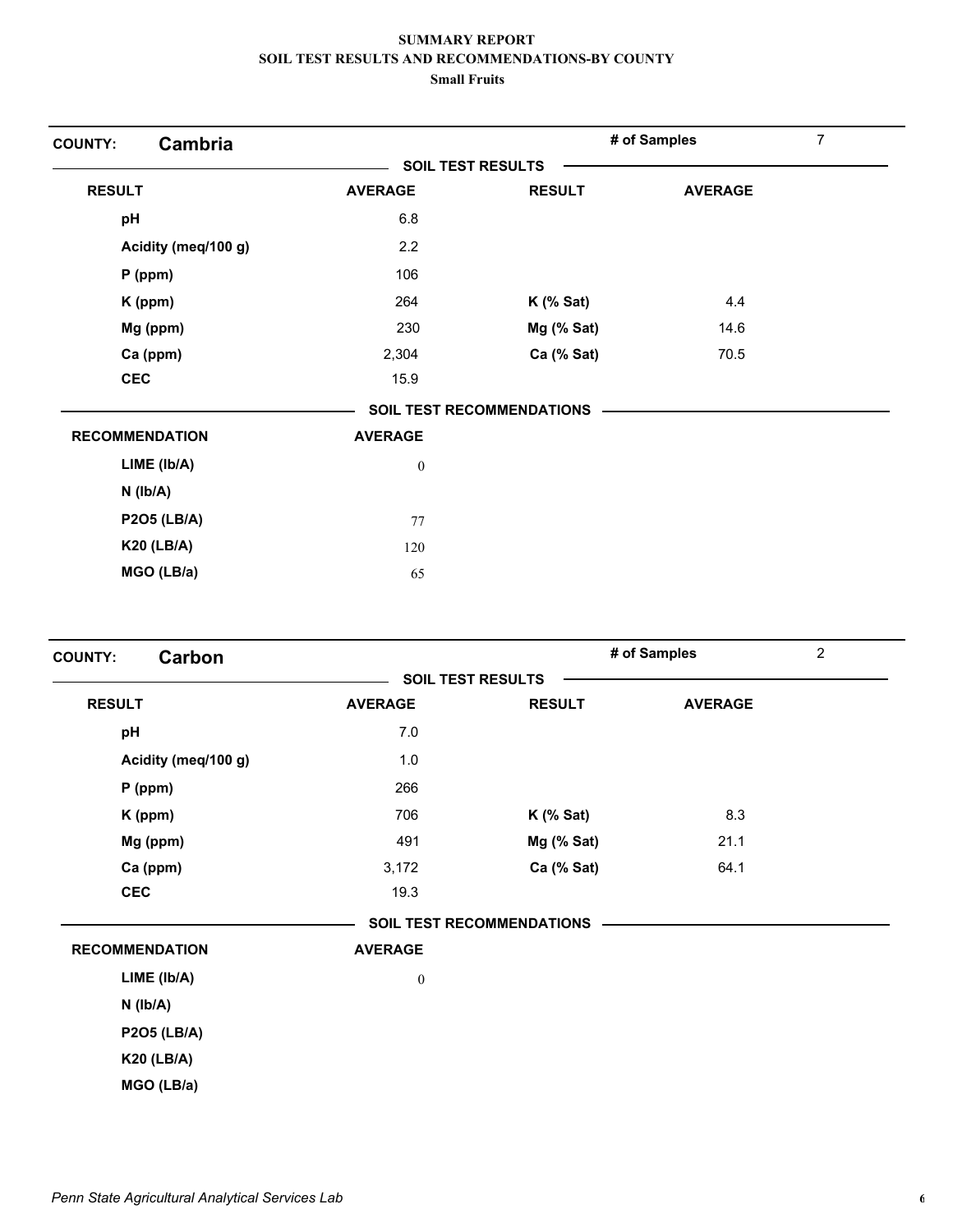**SUMMARY REPORT**
**SOIL TEST RESULTS AND RECOMMENDATIONS-BY COUNTY**
**Small Fruits**

**COUNTY: Cambria** — # of Samples: 7

**SOIL TEST RESULTS**

| RESULT | AVERAGE | RESULT | AVERAGE |
|---|---|---|---|
| pH | 6.8 | | |
| Acidity (meq/100 g) | 2.2 | | |
| P (ppm) | 106 | | |
| K (ppm) | 264 | K (% Sat) | 4.4 |
| Mg (ppm) | 230 | Mg (% Sat) | 14.6 |
| Ca (ppm) | 2,304 | Ca (% Sat) | 70.5 |
| CEC | 15.9 | | |

**SOIL TEST RECOMMENDATIONS**

| RECOMMENDATION | AVERAGE |
|---|---|
| LIME (lb/A) | 0 |
| N (lb/A) | |
| P2O5 (LB/A) | 77 |
| K20 (LB/A) | 120 |
| MGO (LB/a) | 65 |

**COUNTY: Carbon** — # of Samples: 2

**SOIL TEST RESULTS**

| RESULT | AVERAGE | RESULT | AVERAGE |
|---|---|---|---|
| pH | 7.0 | | |
| Acidity (meq/100 g) | 1.0 | | |
| P (ppm) | 266 | | |
| K (ppm) | 706 | K (% Sat) | 8.3 |
| Mg (ppm) | 491 | Mg (% Sat) | 21.1 |
| Ca (ppm) | 3,172 | Ca (% Sat) | 64.1 |
| CEC | 19.3 | | |

**SOIL TEST RECOMMENDATIONS**

| RECOMMENDATION | AVERAGE |
|---|---|
| LIME (lb/A) | 0 |
| N (lb/A) | |
| P2O5 (LB/A) | |
| K20 (LB/A) | |
| MGO (LB/a) | |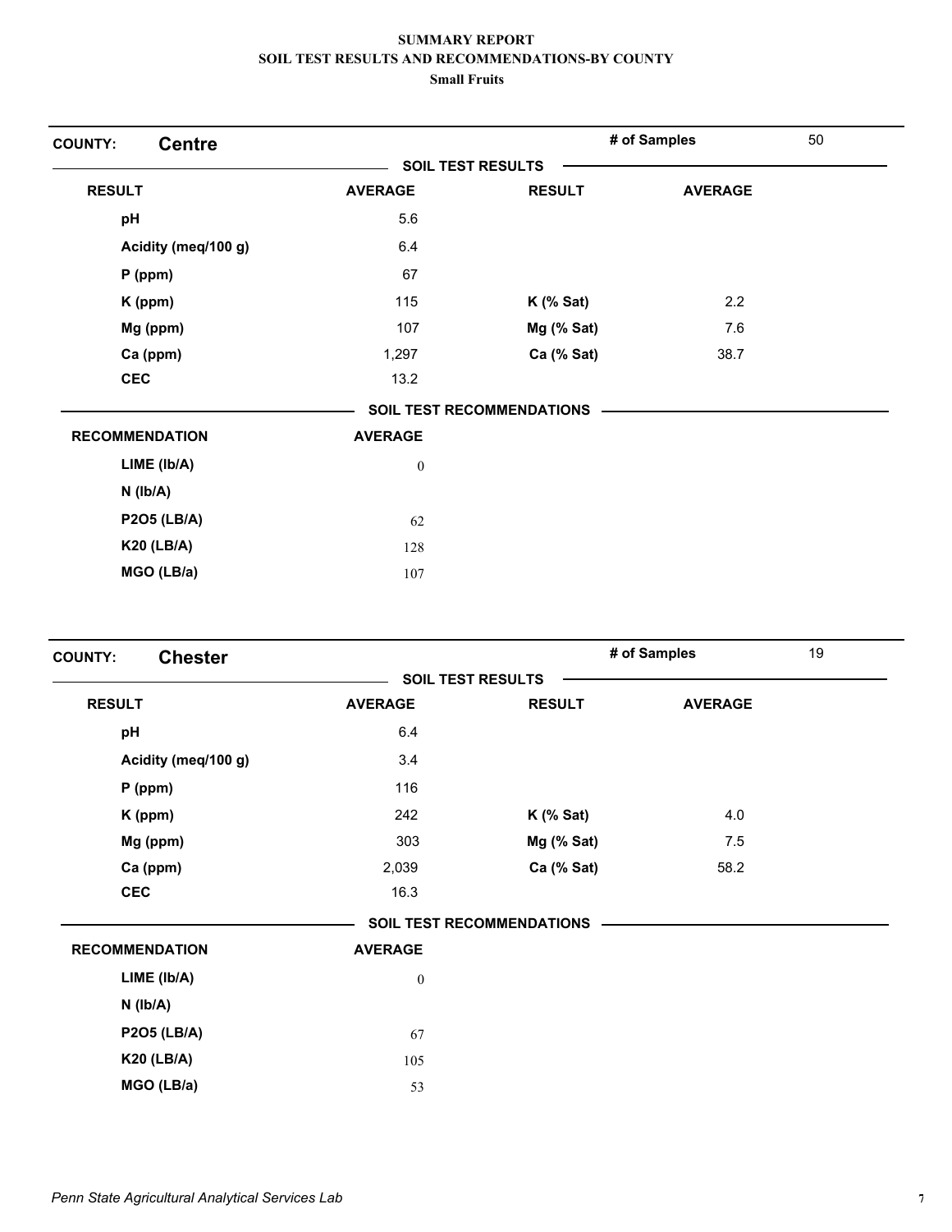**SUMMARY REPORT**
**SOIL TEST RESULTS AND RECOMMENDATIONS-BY COUNTY**
**Small Fruits**

**COUNTY: Centre** — # of Samples: 50

**SOIL TEST RESULTS**

| RESULT | AVERAGE | RESULT | AVERAGE |
|---|---|---|---|
| pH | 5.6 | | |
| Acidity (meq/100 g) | 6.4 | | |
| P (ppm) | 67 | | |
| K (ppm) | 115 | K (% Sat) | 2.2 |
| Mg (ppm) | 107 | Mg (% Sat) | 7.6 |
| Ca (ppm) | 1,297 | Ca (% Sat) | 38.7 |
| CEC | 13.2 | | |

**SOIL TEST RECOMMENDATIONS**

| RECOMMENDATION | AVERAGE |
|---|---|
| LIME (lb/A) | 0 |
| N (lb/A) | |
| P2O5 (LB/A) | 62 |
| K20 (LB/A) | 128 |
| MGO (LB/a) | 107 |

**COUNTY: Chester** — # of Samples: 19

**SOIL TEST RESULTS**

| RESULT | AVERAGE | RESULT | AVERAGE |
|---|---|---|---|
| pH | 6.4 | | |
| Acidity (meq/100 g) | 3.4 | | |
| P (ppm) | 116 | | |
| K (ppm) | 242 | K (% Sat) | 4.0 |
| Mg (ppm) | 303 | Mg (% Sat) | 7.5 |
| Ca (ppm) | 2,039 | Ca (% Sat) | 58.2 |
| CEC | 16.3 | | |

**SOIL TEST RECOMMENDATIONS**

| RECOMMENDATION | AVERAGE |
|---|---|
| LIME (lb/A) | 0 |
| N (lb/A) | |
| P2O5 (LB/A) | 67 |
| K20 (LB/A) | 105 |
| MGO (LB/a) | 53 |

*Penn State Agricultural Analytical Services Lab*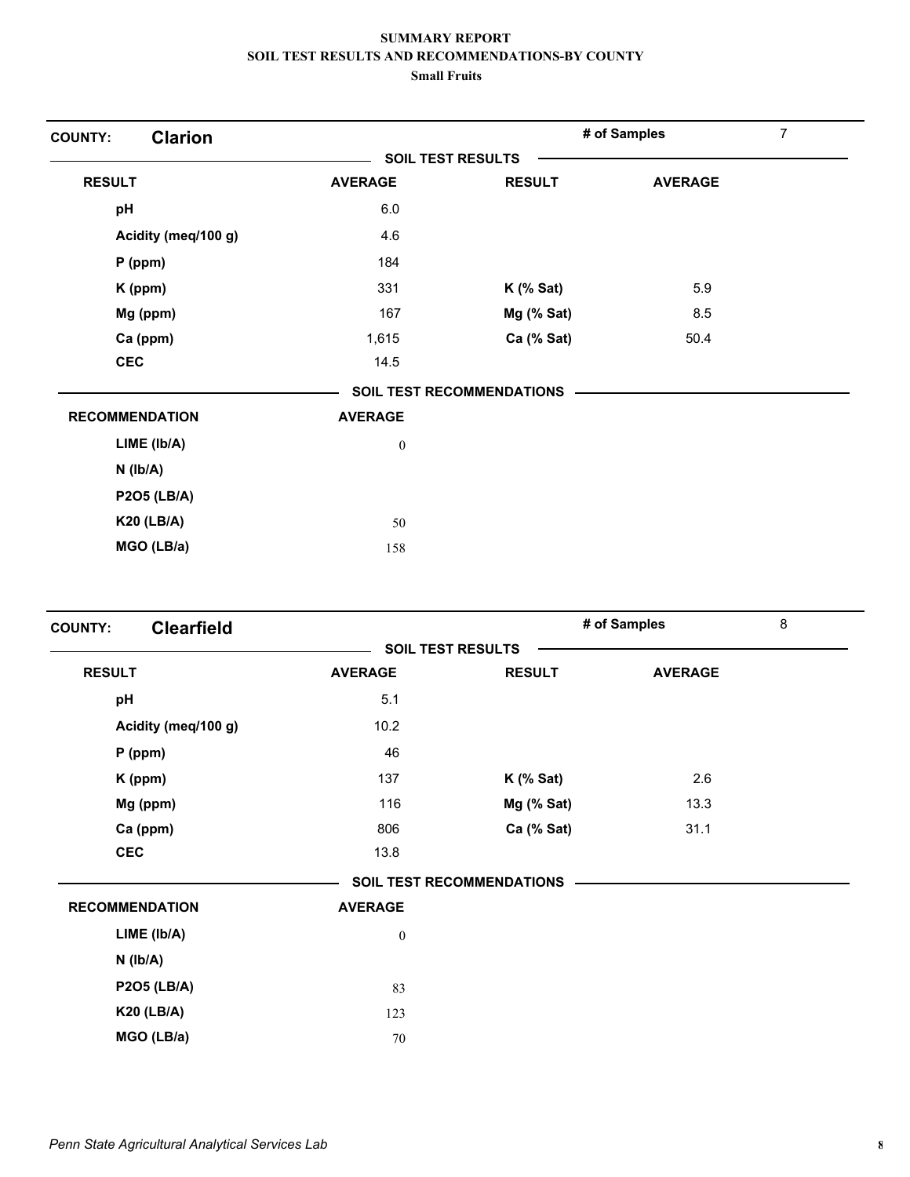**SUMMARY REPORT**
**SOIL TEST RESULTS AND RECOMMENDATIONS-BY COUNTY**
**Small Fruits**

## COUNTY: Clarion

**# of Samples** 7

**SOIL TEST RESULTS**

| RESULT | AVERAGE | RESULT | AVERAGE |
|---|---|---|---|
| pH | 6.0 | | |
| Acidity (meq/100 g) | 4.6 | | |
| P (ppm) | 184 | | |
| K (ppm) | 331 | K (% Sat) | 5.9 |
| Mg (ppm) | 167 | Mg (% Sat) | 8.5 |
| Ca (ppm) | 1,615 | Ca (% Sat) | 50.4 |
| CEC | 14.5 | | |

**SOIL TEST RECOMMENDATIONS**

| RECOMMENDATION | AVERAGE |
|---|---|
| LIME (lb/A) | 0 |
| N (lb/A) | |
| P2O5 (LB/A) | |
| K20 (LB/A) | 50 |
| MGO (LB/a) | 158 |

## COUNTY: Clearfield

**# of Samples** 8

**SOIL TEST RESULTS**

| RESULT | AVERAGE | RESULT | AVERAGE |
|---|---|---|---|
| pH | 5.1 | | |
| Acidity (meq/100 g) | 10.2 | | |
| P (ppm) | 46 | | |
| K (ppm) | 137 | K (% Sat) | 2.6 |
| Mg (ppm) | 116 | Mg (% Sat) | 13.3 |
| Ca (ppm) | 806 | Ca (% Sat) | 31.1 |
| CEC | 13.8 | | |

**SOIL TEST RECOMMENDATIONS**

| RECOMMENDATION | AVERAGE |
|---|---|
| LIME (lb/A) | 0 |
| N (lb/A) | |
| P2O5 (LB/A) | 83 |
| K20 (LB/A) | 123 |
| MGO (LB/a) | 70 |

*Penn State Agricultural Analytical Services Lab*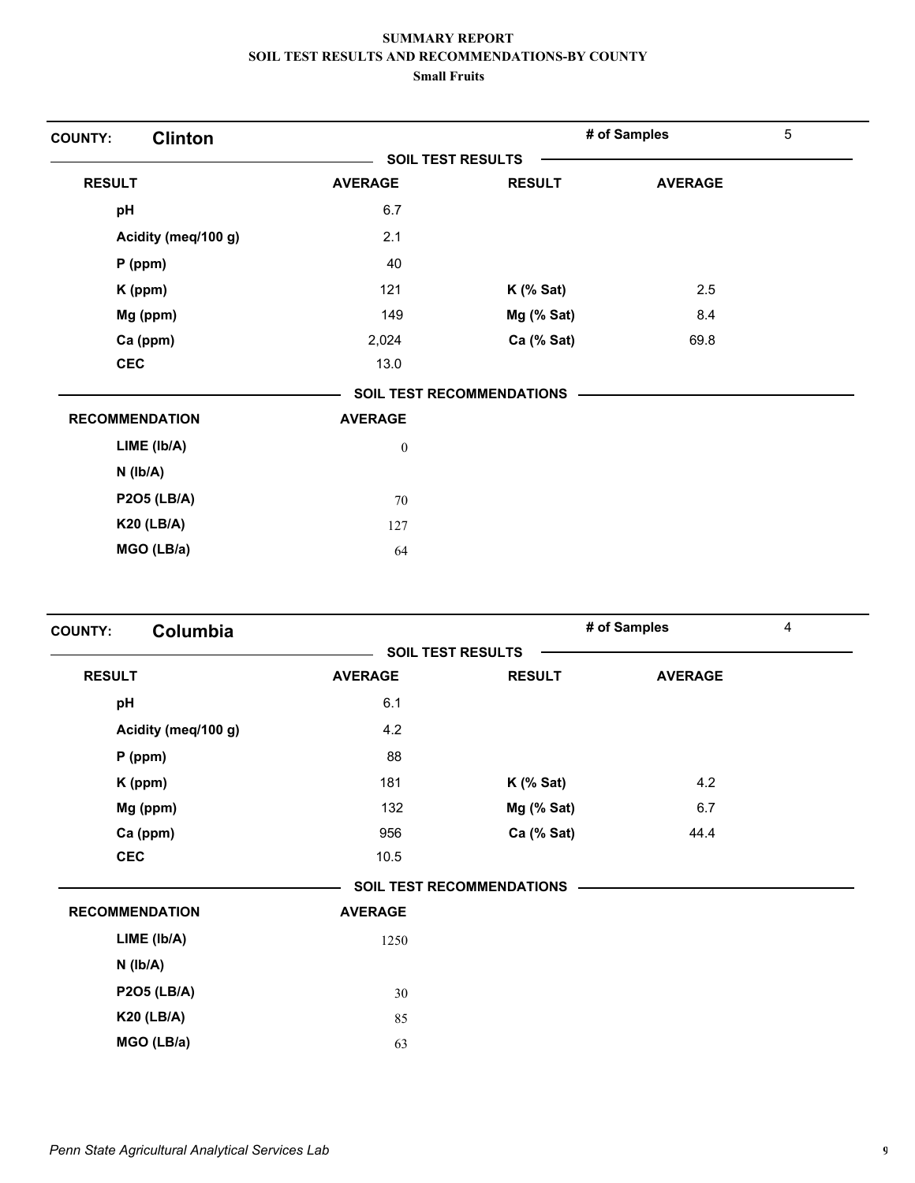# SUMMARY REPORT
## SOIL TEST RESULTS AND RECOMMENDATIONS-BY COUNTY
### Small Fruits

**COUNTY: Clinton** — **# of Samples** 5

**SOIL TEST RESULTS**

| RESULT | AVERAGE | RESULT | AVERAGE |
|---|---|---|---|
| pH | 6.7 | | |
| Acidity (meq/100 g) | 2.1 | | |
| P (ppm) | 40 | | |
| K (ppm) | 121 | K (% Sat) | 2.5 |
| Mg (ppm) | 149 | Mg (% Sat) | 8.4 |
| Ca (ppm) | 2,024 | Ca (% Sat) | 69.8 |
| CEC | 13.0 | | |

**SOIL TEST RECOMMENDATIONS**

| RECOMMENDATION | AVERAGE |
|---|---|
| LIME (lb/A) | 0 |
| N (lb/A) | |
| P2O5 (LB/A) | 70 |
| K20 (LB/A) | 127 |
| MGO (LB/a) | 64 |

**COUNTY: Columbia** — **# of Samples** 4

**SOIL TEST RESULTS**

| RESULT | AVERAGE | RESULT | AVERAGE |
|---|---|---|---|
| pH | 6.1 | | |
| Acidity (meq/100 g) | 4.2 | | |
| P (ppm) | 88 | | |
| K (ppm) | 181 | K (% Sat) | 4.2 |
| Mg (ppm) | 132 | Mg (% Sat) | 6.7 |
| Ca (ppm) | 956 | Ca (% Sat) | 44.4 |
| CEC | 10.5 | | |

**SOIL TEST RECOMMENDATIONS**

| RECOMMENDATION | AVERAGE |
|---|---|
| LIME (lb/A) | 1250 |
| N (lb/A) | |
| P2O5 (LB/A) | 30 |
| K20 (LB/A) | 85 |
| MGO (LB/a) | 63 |

*Penn State Agricultural Analytical Services Lab*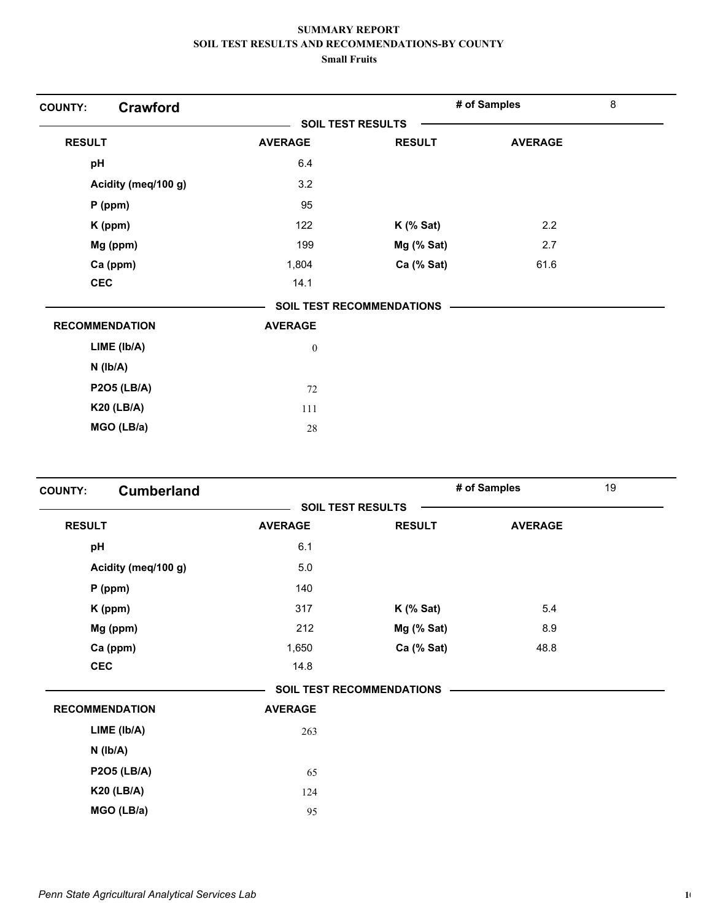# SUMMARY REPORT
## SOIL TEST RESULTS AND RECOMMENDATIONS-BY COUNTY
### Small Fruits

**COUNTY: Crawford** — # of Samples: 8

**SOIL TEST RESULTS**

| RESULT | AVERAGE | RESULT | AVERAGE |
|---|---|---|---|
| pH | 6.4 | | |
| Acidity (meq/100 g) | 3.2 | | |
| P (ppm) | 95 | | |
| K (ppm) | 122 | K (% Sat) | 2.2 |
| Mg (ppm) | 199 | Mg (% Sat) | 2.7 |
| Ca (ppm) | 1,804 | Ca (% Sat) | 61.6 |
| CEC | 14.1 | | |

**SOIL TEST RECOMMENDATIONS**

| RECOMMENDATION | AVERAGE |
|---|---|
| LIME (lb/A) | 0 |
| N (lb/A) | |
| P2O5 (LB/A) | 72 |
| K20 (LB/A) | 111 |
| MGO (LB/a) | 28 |

**COUNTY: Cumberland** — # of Samples: 19

**SOIL TEST RESULTS**

| RESULT | AVERAGE | RESULT | AVERAGE |
|---|---|---|---|
| pH | 6.1 | | |
| Acidity (meq/100 g) | 5.0 | | |
| P (ppm) | 140 | | |
| K (ppm) | 317 | K (% Sat) | 5.4 |
| Mg (ppm) | 212 | Mg (% Sat) | 8.9 |
| Ca (ppm) | 1,650 | Ca (% Sat) | 48.8 |
| CEC | 14.8 | | |

**SOIL TEST RECOMMENDATIONS**

| RECOMMENDATION | AVERAGE |
|---|---|
| LIME (lb/A) | 263 |
| N (lb/A) | |
| P2O5 (LB/A) | 65 |
| K20 (LB/A) | 124 |
| MGO (LB/a) | 95 |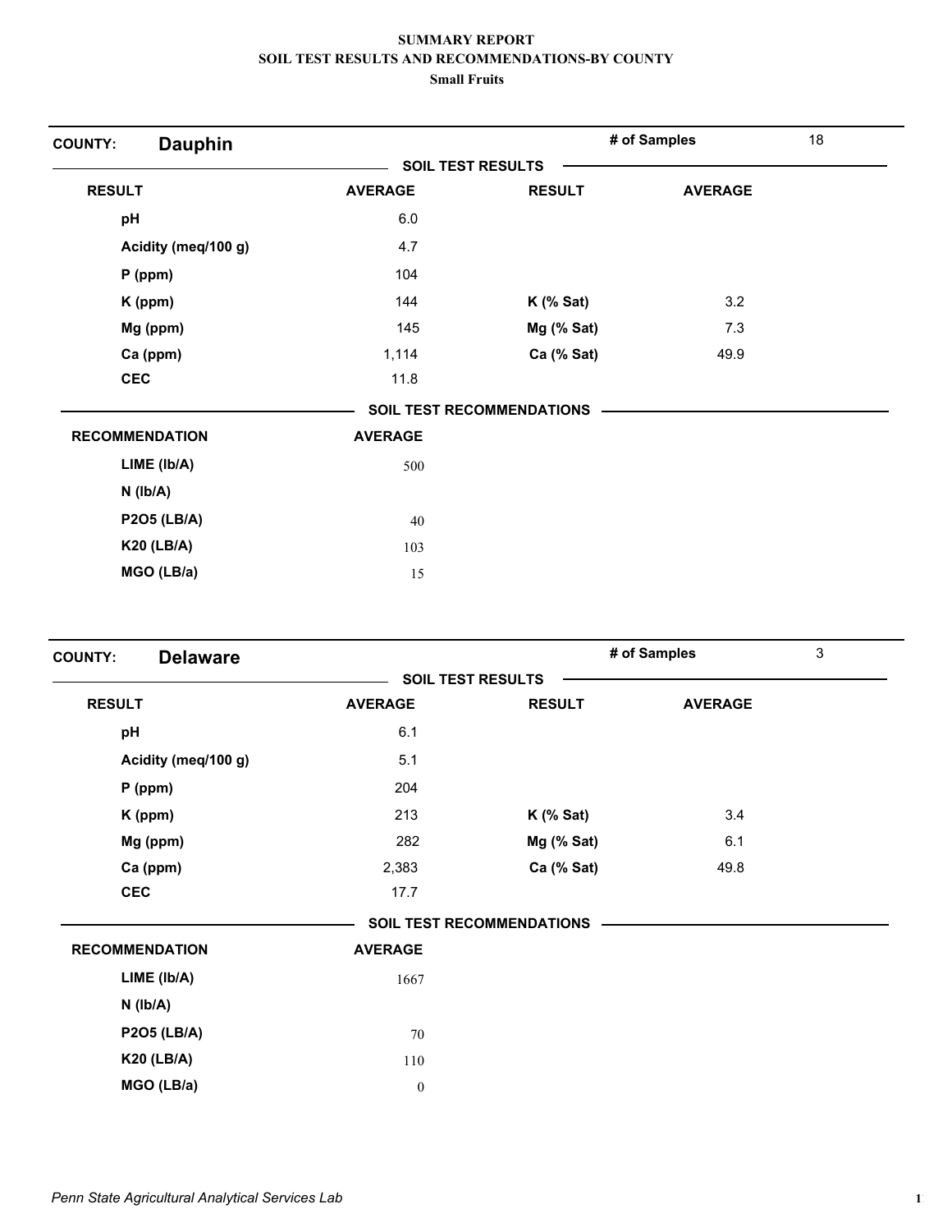**SUMMARY REPORT**
**SOIL TEST RESULTS AND RECOMMENDATIONS-BY COUNTY**
**Small Fruits**

**COUNTY: Dauphin** — # of Samples: 18

**SOIL TEST RESULTS**

| RESULT | AVERAGE | RESULT | AVERAGE |
|---|---|---|---|
| pH | 6.0 | | |
| Acidity (meq/100 g) | 4.7 | | |
| P (ppm) | 104 | | |
| K (ppm) | 144 | K (% Sat) | 3.2 |
| Mg (ppm) | 145 | Mg (% Sat) | 7.3 |
| Ca (ppm) | 1,114 | Ca (% Sat) | 49.9 |
| CEC | 11.8 | | |

**SOIL TEST RECOMMENDATIONS**

| RECOMMENDATION | AVERAGE |
|---|---|
| LIME (lb/A) | 500 |
| N (lb/A) | |
| P2O5 (LB/A) | 40 |
| K20 (LB/A) | 103 |
| MGO (LB/a) | 15 |

**COUNTY: Delaware** — # of Samples: 3

**SOIL TEST RESULTS**

| RESULT | AVERAGE | RESULT | AVERAGE |
|---|---|---|---|
| pH | 6.1 | | |
| Acidity (meq/100 g) | 5.1 | | |
| P (ppm) | 204 | | |
| K (ppm) | 213 | K (% Sat) | 3.4 |
| Mg (ppm) | 282 | Mg (% Sat) | 6.1 |
| Ca (ppm) | 2,383 | Ca (% Sat) | 49.8 |
| CEC | 17.7 | | |

**SOIL TEST RECOMMENDATIONS**

| RECOMMENDATION | AVERAGE |
|---|---|
| LIME (lb/A) | 1667 |
| N (lb/A) | |
| P2O5 (LB/A) | 70 |
| K20 (LB/A) | 110 |
| MGO (LB/a) | 0 |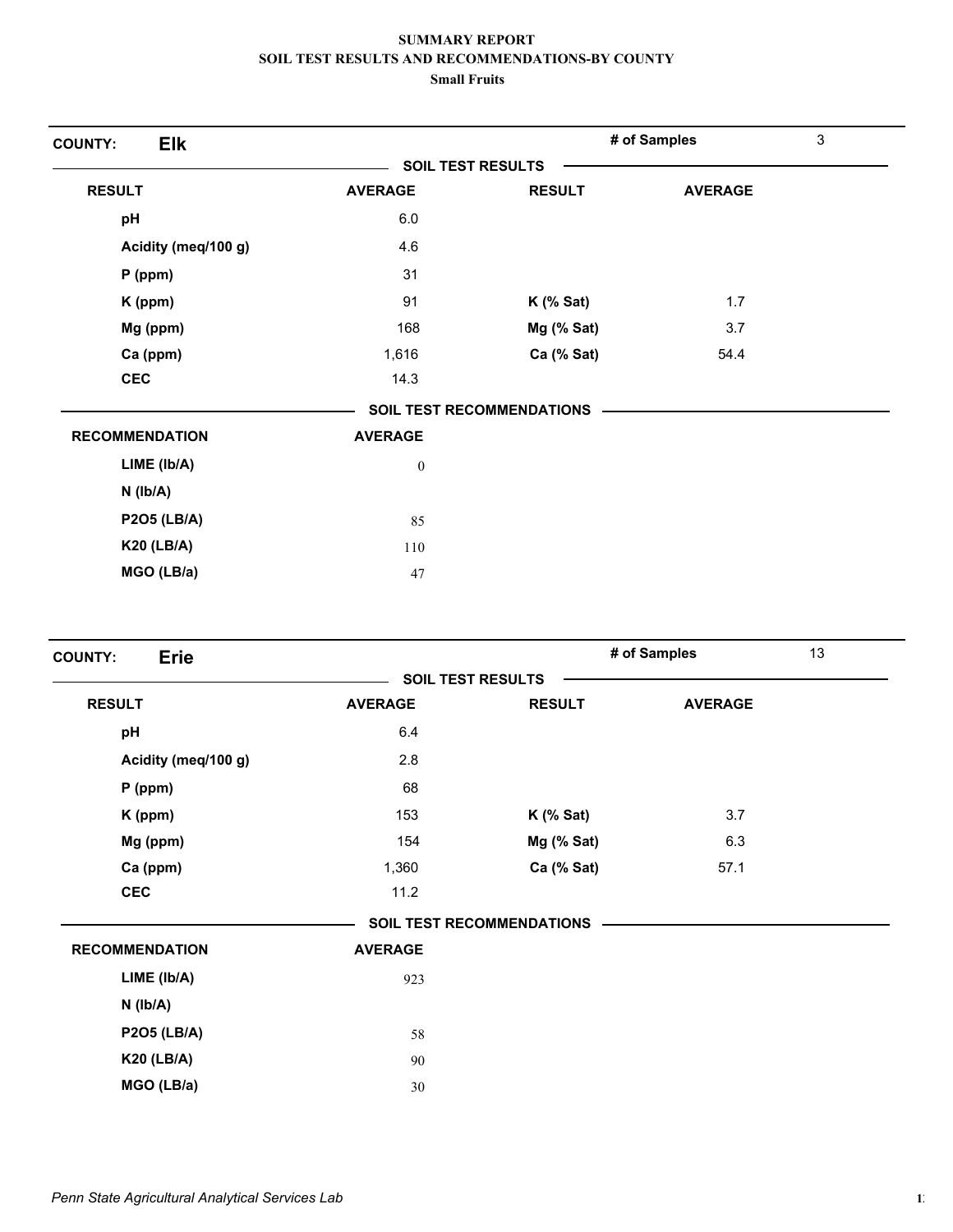**SUMMARY REPORT**
**SOIL TEST RESULTS AND RECOMMENDATIONS-BY COUNTY**
**Small Fruits**

**COUNTY:** **Elk** — **# of Samples** 3

**SOIL TEST RESULTS**

| RESULT | AVERAGE | RESULT | AVERAGE |
|---|---|---|---|
| pH | 6.0 | | |
| Acidity (meq/100 g) | 4.6 | | |
| P (ppm) | 31 | | |
| K (ppm) | 91 | K (% Sat) | 1.7 |
| Mg (ppm) | 168 | Mg (% Sat) | 3.7 |
| Ca (ppm) | 1,616 | Ca (% Sat) | 54.4 |
| CEC | 14.3 | | |

**SOIL TEST RECOMMENDATIONS**

| RECOMMENDATION | AVERAGE |
|---|---|
| LIME (lb/A) | 0 |
| N (lb/A) | |
| P2O5 (LB/A) | 85 |
| K20 (LB/A) | 110 |
| MGO (LB/a) | 47 |

**COUNTY:** **Erie** — **# of Samples** 13

**SOIL TEST RESULTS**

| RESULT | AVERAGE | RESULT | AVERAGE |
|---|---|---|---|
| pH | 6.4 | | |
| Acidity (meq/100 g) | 2.8 | | |
| P (ppm) | 68 | | |
| K (ppm) | 153 | K (% Sat) | 3.7 |
| Mg (ppm) | 154 | Mg (% Sat) | 6.3 |
| Ca (ppm) | 1,360 | Ca (% Sat) | 57.1 |
| CEC | 11.2 | | |

**SOIL TEST RECOMMENDATIONS**

| RECOMMENDATION | AVERAGE |
|---|---|
| LIME (lb/A) | 923 |
| N (lb/A) | |
| P2O5 (LB/A) | 58 |
| K20 (LB/A) | 90 |
| MGO (LB/a) | 30 |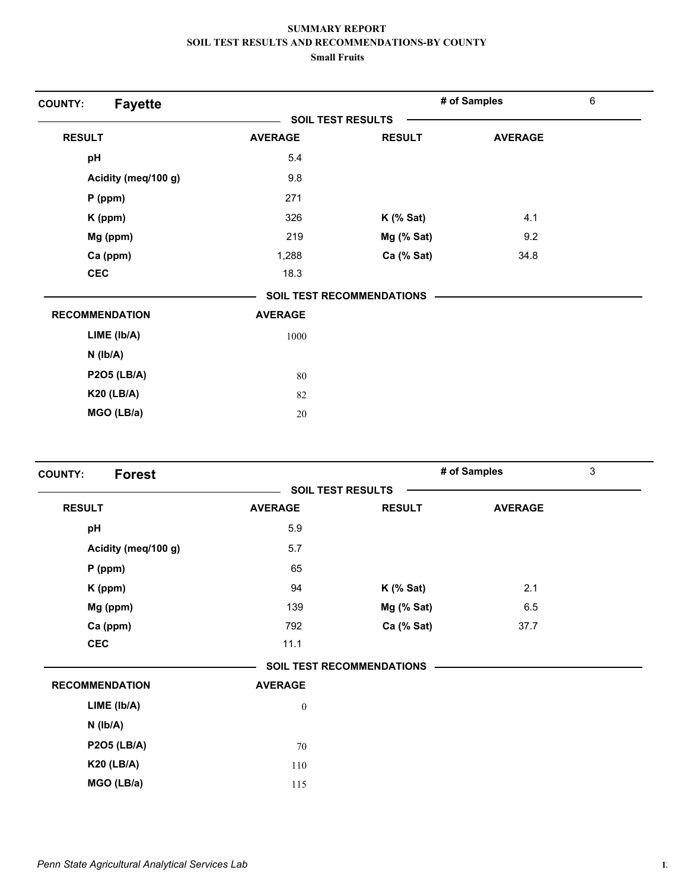**SUMMARY REPORT**
**SOIL TEST RESULTS AND RECOMMENDATIONS-BY COUNTY**
**Small Fruits**

## COUNTY: Fayette

**# of Samples:** 6

### SOIL TEST RESULTS

| RESULT | AVERAGE | RESULT | AVERAGE |
|---|---|---|---|
| pH | 5.4 | | |
| Acidity (meq/100 g) | 9.8 | | |
| P (ppm) | 271 | | |
| K (ppm) | 326 | K (% Sat) | 4.1 |
| Mg (ppm) | 219 | Mg (% Sat) | 9.2 |
| Ca (ppm) | 1,288 | Ca (% Sat) | 34.8 |
| CEC | 18.3 | | |

### SOIL TEST RECOMMENDATIONS

| RECOMMENDATION | AVERAGE |
|---|---|
| LIME (lb/A) | 1000 |
| N (lb/A) | |
| P2O5 (LB/A) | 80 |
| K20 (LB/A) | 82 |
| MGO (LB/a) | 20 |

## COUNTY: Forest

**# of Samples:** 3

### SOIL TEST RESULTS

| RESULT | AVERAGE | RESULT | AVERAGE |
|---|---|---|---|
| pH | 5.9 | | |
| Acidity (meq/100 g) | 5.7 | | |
| P (ppm) | 65 | | |
| K (ppm) | 94 | K (% Sat) | 2.1 |
| Mg (ppm) | 139 | Mg (% Sat) | 6.5 |
| Ca (ppm) | 792 | Ca (% Sat) | 37.7 |
| CEC | 11.1 | | |

### SOIL TEST RECOMMENDATIONS

| RECOMMENDATION | AVERAGE |
|---|---|
| LIME (lb/A) | 0 |
| N (lb/A) | |
| P2O5 (LB/A) | 70 |
| K20 (LB/A) | 110 |
| MGO (LB/a) | 115 |

*Penn State Agricultural Analytical Services Lab*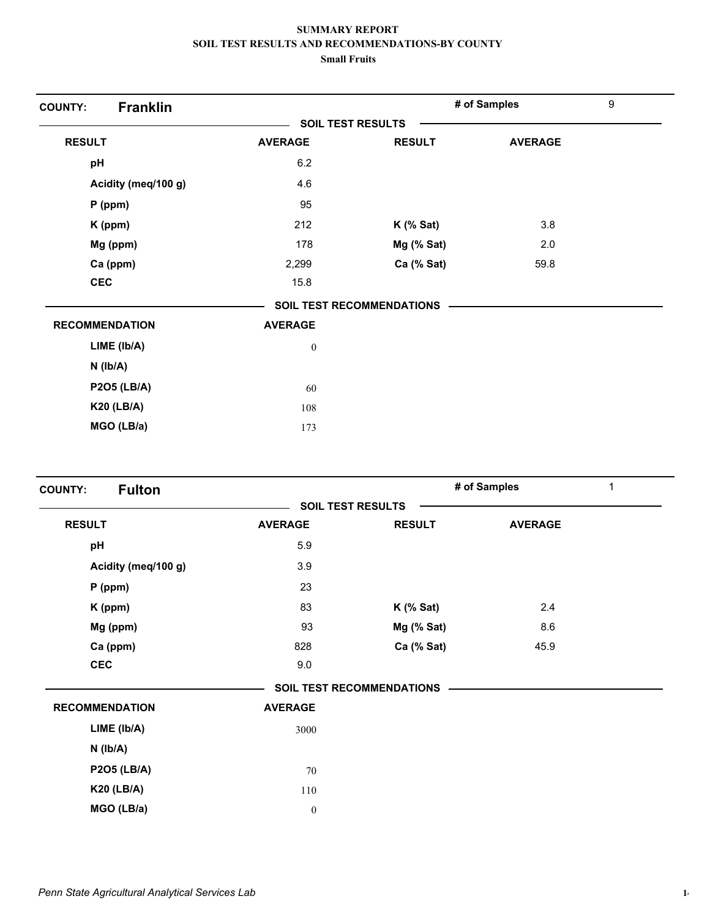**SUMMARY REPORT**
**SOIL TEST RESULTS AND RECOMMENDATIONS-BY COUNTY**
**Small Fruits**

| COUNTY: | Franklin | | # of Samples | 9 |
|---|---|---|---|---|

**SOIL TEST RESULTS**

| RESULT | AVERAGE | RESULT | AVERAGE |
|---|---|---|---|
| pH | 6.2 | | |
| Acidity (meq/100 g) | 4.6 | | |
| P (ppm) | 95 | | |
| K (ppm) | 212 | K (% Sat) | 3.8 |
| Mg (ppm) | 178 | Mg (% Sat) | 2.0 |
| Ca (ppm) | 2,299 | Ca (% Sat) | 59.8 |
| CEC | 15.8 | | |

**SOIL TEST RECOMMENDATIONS**

| RECOMMENDATION | AVERAGE |
|---|---|
| LIME (lb/A) | 0 |
| N (lb/A) | |
| P2O5 (LB/A) | 60 |
| K20 (LB/A) | 108 |
| MGO (LB/a) | 173 |

| COUNTY: | Fulton | | # of Samples | 1 |
|---|---|---|---|---|

**SOIL TEST RESULTS**

| RESULT | AVERAGE | RESULT | AVERAGE |
|---|---|---|---|
| pH | 5.9 | | |
| Acidity (meq/100 g) | 3.9 | | |
| P (ppm) | 23 | | |
| K (ppm) | 83 | K (% Sat) | 2.4 |
| Mg (ppm) | 93 | Mg (% Sat) | 8.6 |
| Ca (ppm) | 828 | Ca (% Sat) | 45.9 |
| CEC | 9.0 | | |

**SOIL TEST RECOMMENDATIONS**

| RECOMMENDATION | AVERAGE |
|---|---|
| LIME (lb/A) | 3000 |
| N (lb/A) | |
| P2O5 (LB/A) | 70 |
| K20 (LB/A) | 110 |
| MGO (LB/a) | 0 |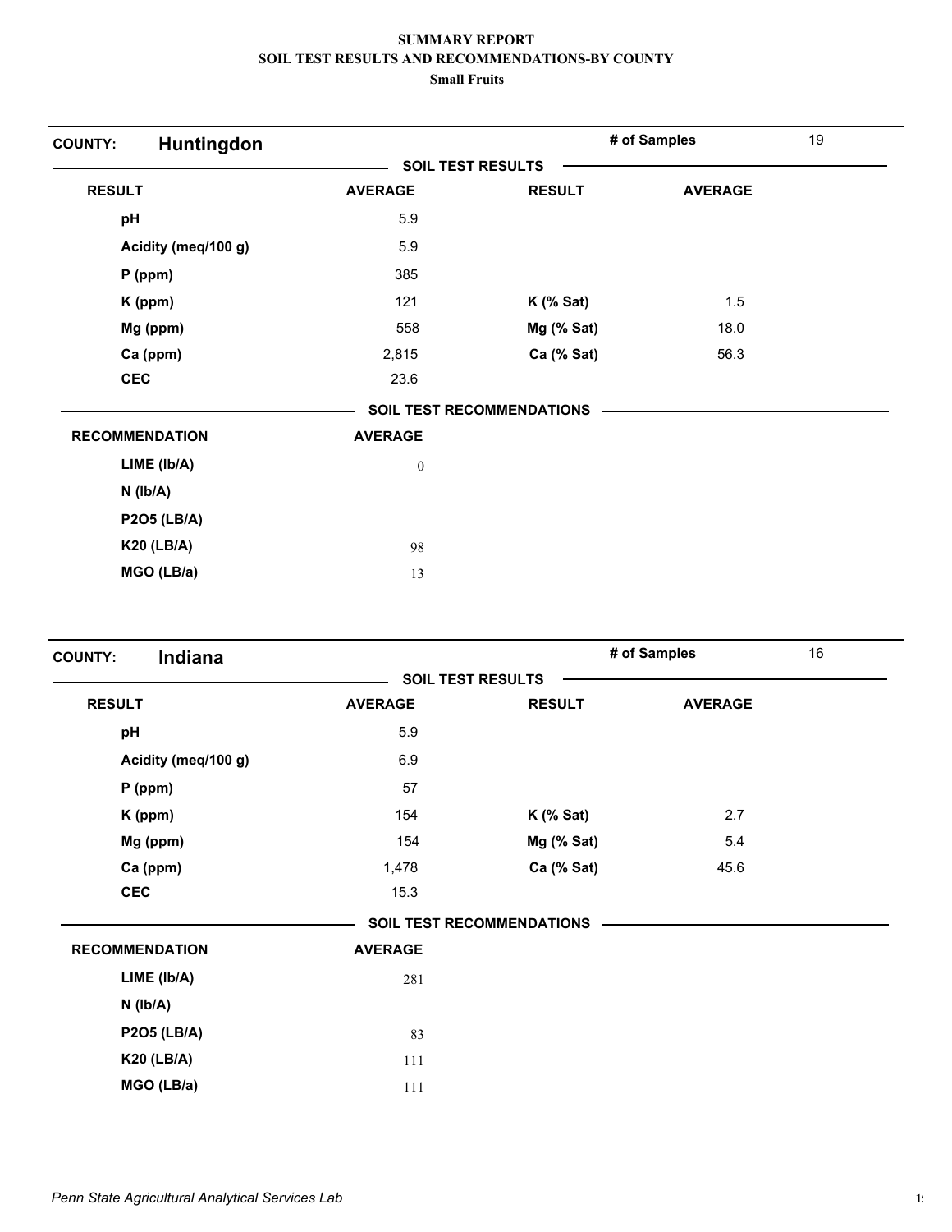**SUMMARY REPORT**
**SOIL TEST RESULTS AND RECOMMENDATIONS-BY COUNTY**
**Small Fruits**

**COUNTY: Huntingdon** — **# of Samples** 19

**SOIL TEST RESULTS**

| RESULT | AVERAGE | RESULT | AVERAGE |
|---|---|---|---|
| pH | 5.9 | | |
| Acidity (meq/100 g) | 5.9 | | |
| P (ppm) | 385 | | |
| K (ppm) | 121 | K (% Sat) | 1.5 |
| Mg (ppm) | 558 | Mg (% Sat) | 18.0 |
| Ca (ppm) | 2,815 | Ca (% Sat) | 56.3 |
| CEC | 23.6 | | |

**SOIL TEST RECOMMENDATIONS**

| RECOMMENDATION | AVERAGE |
|---|---|
| LIME (lb/A) | 0 |
| N (lb/A) | |
| P2O5 (LB/A) | |
| K20 (LB/A) | 98 |
| MGO (LB/a) | 13 |

**COUNTY: Indiana** — **# of Samples** 16

**SOIL TEST RESULTS**

| RESULT | AVERAGE | RESULT | AVERAGE |
|---|---|---|---|
| pH | 5.9 | | |
| Acidity (meq/100 g) | 6.9 | | |
| P (ppm) | 57 | | |
| K (ppm) | 154 | K (% Sat) | 2.7 |
| Mg (ppm) | 154 | Mg (% Sat) | 5.4 |
| Ca (ppm) | 1,478 | Ca (% Sat) | 45.6 |
| CEC | 15.3 | | |

**SOIL TEST RECOMMENDATIONS**

| RECOMMENDATION | AVERAGE |
|---|---|
| LIME (lb/A) | 281 |
| N (lb/A) | |
| P2O5 (LB/A) | 83 |
| K20 (LB/A) | 111 |
| MGO (LB/a) | 111 |

*Penn State Agricultural Analytical Services Lab*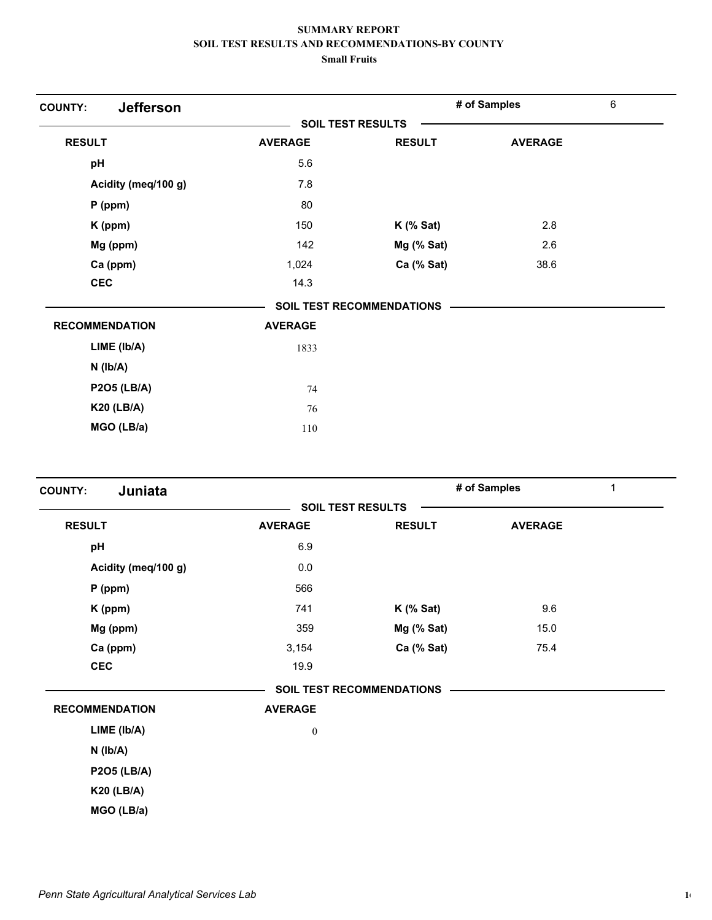**SUMMARY REPORT**
**SOIL TEST RESULTS AND RECOMMENDATIONS-BY COUNTY**
**Small Fruits**

**COUNTY: Jefferson** | **# of Samples** 6

**SOIL TEST RESULTS**

| RESULT | AVERAGE | RESULT | AVERAGE |
|---|---|---|---|
| pH | 5.6 | | |
| Acidity (meq/100 g) | 7.8 | | |
| P (ppm) | 80 | | |
| K (ppm) | 150 | K (% Sat) | 2.8 |
| Mg (ppm) | 142 | Mg (% Sat) | 2.6 |
| Ca (ppm) | 1,024 | Ca (% Sat) | 38.6 |
| CEC | 14.3 | | |

**SOIL TEST RECOMMENDATIONS**

| RECOMMENDATION | AVERAGE |
|---|---|
| LIME (lb/A) | 1833 |
| N (lb/A) | |
| P2O5 (LB/A) | 74 |
| K20 (LB/A) | 76 |
| MGO (LB/a) | 110 |

**COUNTY: Juniata** | **# of Samples** 1

**SOIL TEST RESULTS**

| RESULT | AVERAGE | RESULT | AVERAGE |
|---|---|---|---|
| pH | 6.9 | | |
| Acidity (meq/100 g) | 0.0 | | |
| P (ppm) | 566 | | |
| K (ppm) | 741 | K (% Sat) | 9.6 |
| Mg (ppm) | 359 | Mg (% Sat) | 15.0 |
| Ca (ppm) | 3,154 | Ca (% Sat) | 75.4 |
| CEC | 19.9 | | |

**SOIL TEST RECOMMENDATIONS**

| RECOMMENDATION | AVERAGE |
|---|---|
| LIME (lb/A) | 0 |
| N (lb/A) | |
| P2O5 (LB/A) | |
| K20 (LB/A) | |
| MGO (LB/a) | |

*Penn State Agricultural Analytical Services Lab*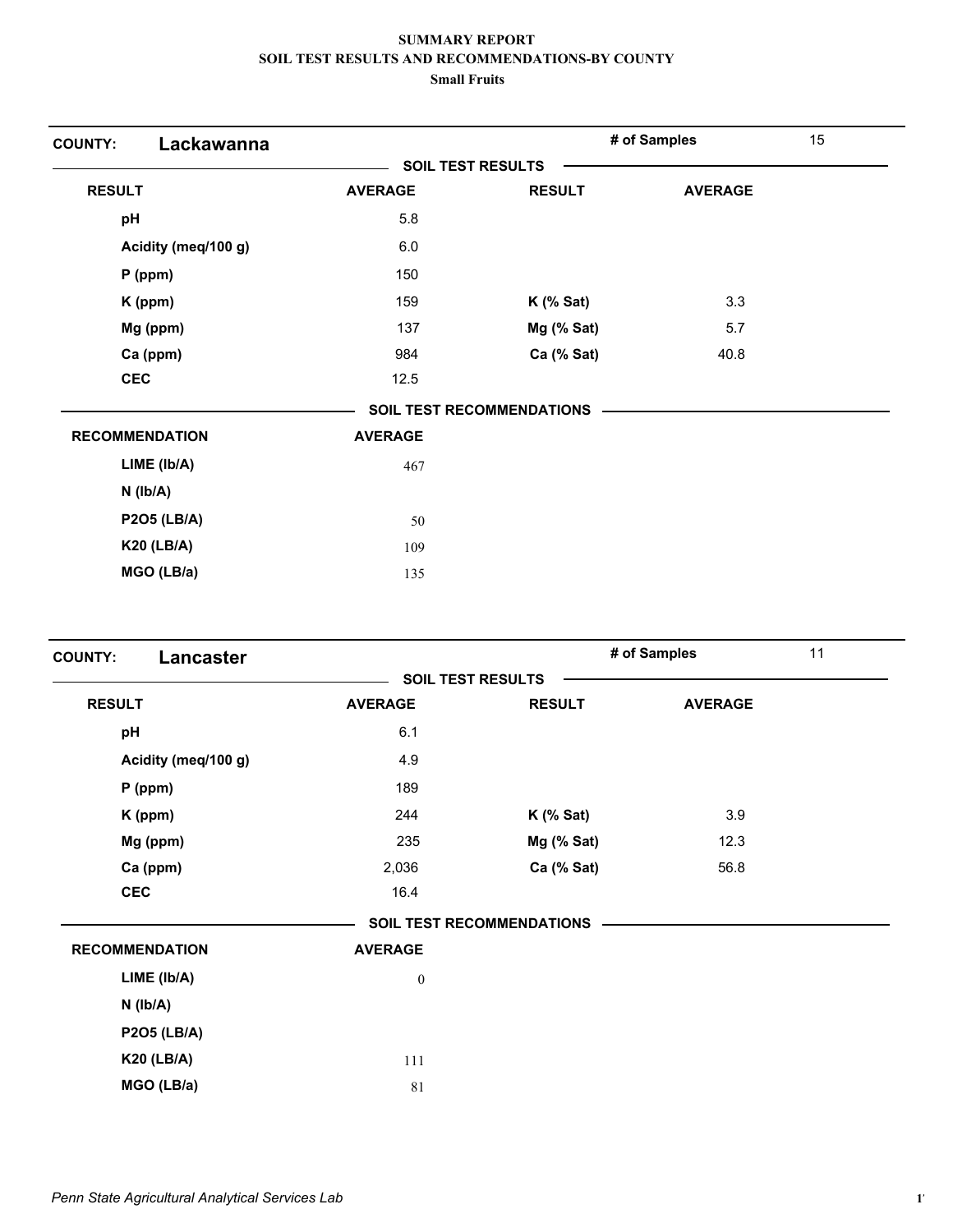**SUMMARY REPORT**
**SOIL TEST RESULTS AND RECOMMENDATIONS-BY COUNTY**
**Small Fruits**

**COUNTY: Lackawanna** — # of Samples: 15

**SOIL TEST RESULTS**

| RESULT | AVERAGE | RESULT | AVERAGE |
|---|---|---|---|
| pH | 5.8 | | |
| Acidity (meq/100 g) | 6.0 | | |
| P (ppm) | 150 | | |
| K (ppm) | 159 | K (% Sat) | 3.3 |
| Mg (ppm) | 137 | Mg (% Sat) | 5.7 |
| Ca (ppm) | 984 | Ca (% Sat) | 40.8 |
| CEC | 12.5 | | |

**SOIL TEST RECOMMENDATIONS**

| RECOMMENDATION | AVERAGE |
|---|---|
| LIME (lb/A) | 467 |
| N (lb/A) | |
| P2O5 (LB/A) | 50 |
| K20 (LB/A) | 109 |
| MGO (LB/a) | 135 |

**COUNTY: Lancaster** — # of Samples: 11

**SOIL TEST RESULTS**

| RESULT | AVERAGE | RESULT | AVERAGE |
|---|---|---|---|
| pH | 6.1 | | |
| Acidity (meq/100 g) | 4.9 | | |
| P (ppm) | 189 | | |
| K (ppm) | 244 | K (% Sat) | 3.9 |
| Mg (ppm) | 235 | Mg (% Sat) | 12.3 |
| Ca (ppm) | 2,036 | Ca (% Sat) | 56.8 |
| CEC | 16.4 | | |

**SOIL TEST RECOMMENDATIONS**

| RECOMMENDATION | AVERAGE |
|---|---|
| LIME (lb/A) | 0 |
| N (lb/A) | |
| P2O5 (LB/A) | |
| K20 (LB/A) | 111 |
| MGO (LB/a) | 81 |

*Penn State Agricultural Analytical Services Lab*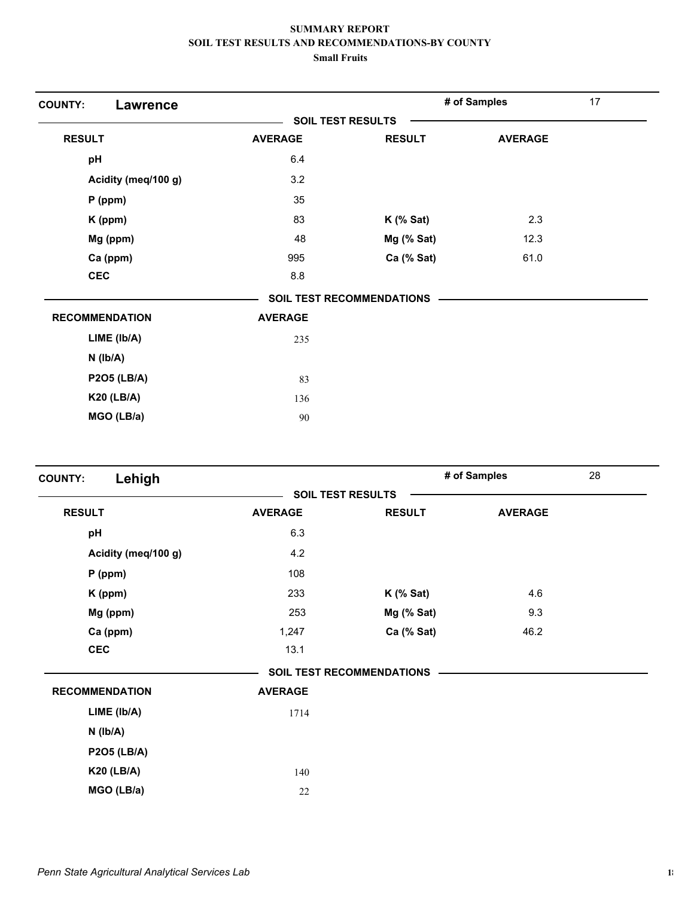**SUMMARY REPORT**
**SOIL TEST RESULTS AND RECOMMENDATIONS-BY COUNTY**
**Small Fruits**

## COUNTY: Lawrence

**# of Samples** 17

**SOIL TEST RESULTS**

| RESULT | AVERAGE | RESULT | AVERAGE |
|---|---|---|---|
| pH | 6.4 | | |
| Acidity (meq/100 g) | 3.2 | | |
| P (ppm) | 35 | | |
| K (ppm) | 83 | K (% Sat) | 2.3 |
| Mg (ppm) | 48 | Mg (% Sat) | 12.3 |
| Ca (ppm) | 995 | Ca (% Sat) | 61.0 |
| CEC | 8.8 | | |

**SOIL TEST RECOMMENDATIONS**

| RECOMMENDATION | AVERAGE |
|---|---|
| LIME (lb/A) | 235 |
| N (lb/A) | |
| P2O5 (LB/A) | 83 |
| K20 (LB/A) | 136 |
| MGO (LB/a) | 90 |

## COUNTY: Lehigh

**# of Samples** 28

**SOIL TEST RESULTS**

| RESULT | AVERAGE | RESULT | AVERAGE |
|---|---|---|---|
| pH | 6.3 | | |
| Acidity (meq/100 g) | 4.2 | | |
| P (ppm) | 108 | | |
| K (ppm) | 233 | K (% Sat) | 4.6 |
| Mg (ppm) | 253 | Mg (% Sat) | 9.3 |
| Ca (ppm) | 1,247 | Ca (% Sat) | 46.2 |
| CEC | 13.1 | | |

**SOIL TEST RECOMMENDATIONS**

| RECOMMENDATION | AVERAGE |
|---|---|
| LIME (lb/A) | 1714 |
| N (lb/A) | |
| P2O5 (LB/A) | |
| K20 (LB/A) | 140 |
| MGO (LB/a) | 22 |

*Penn State Agricultural Analytical Services Lab*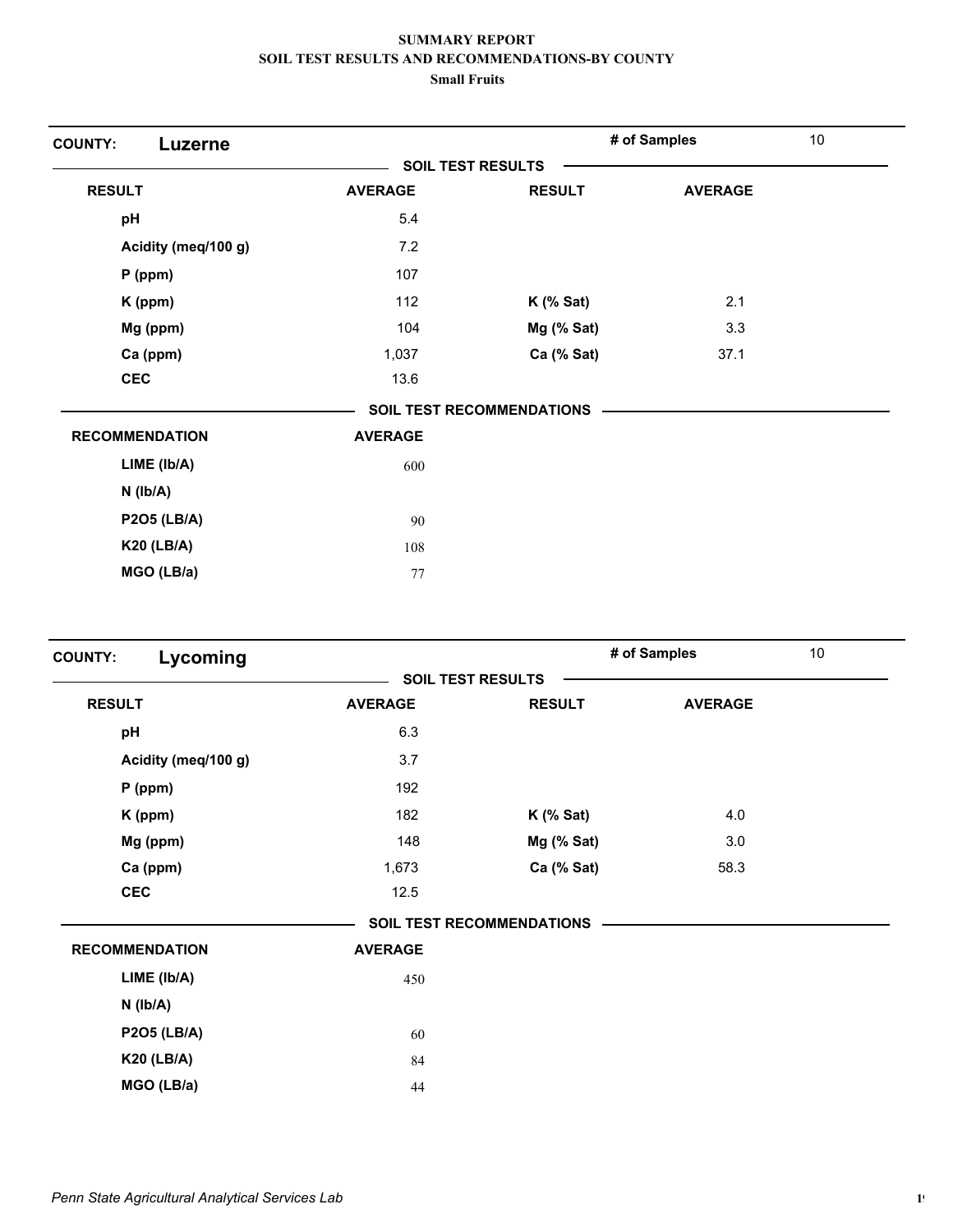# SUMMARY REPORT
## SOIL TEST RESULTS AND RECOMMENDATIONS-BY COUNTY
### Small Fruits

**COUNTY: Luzerne** — # of Samples: 10

**SOIL TEST RESULTS**

| RESULT | AVERAGE | RESULT | AVERAGE |
|---|---|---|---|
| pH | 5.4 | | |
| Acidity (meq/100 g) | 7.2 | | |
| P (ppm) | 107 | | |
| K (ppm) | 112 | K (% Sat) | 2.1 |
| Mg (ppm) | 104 | Mg (% Sat) | 3.3 |
| Ca (ppm) | 1,037 | Ca (% Sat) | 37.1 |
| CEC | 13.6 | | |

**SOIL TEST RECOMMENDATIONS**

| RECOMMENDATION | AVERAGE |
|---|---|
| LIME (lb/A) | 600 |
| N (lb/A) | |
| P2O5 (LB/A) | 90 |
| K20 (LB/A) | 108 |
| MGO (LB/a) | 77 |

**COUNTY: Lycoming** — # of Samples: 10

**SOIL TEST RESULTS**

| RESULT | AVERAGE | RESULT | AVERAGE |
|---|---|---|---|
| pH | 6.3 | | |
| Acidity (meq/100 g) | 3.7 | | |
| P (ppm) | 192 | | |
| K (ppm) | 182 | K (% Sat) | 4.0 |
| Mg (ppm) | 148 | Mg (% Sat) | 3.0 |
| Ca (ppm) | 1,673 | Ca (% Sat) | 58.3 |
| CEC | 12.5 | | |

**SOIL TEST RECOMMENDATIONS**

| RECOMMENDATION | AVERAGE |
|---|---|
| LIME (lb/A) | 450 |
| N (lb/A) | |
| P2O5 (LB/A) | 60 |
| K20 (LB/A) | 84 |
| MGO (LB/a) | 44 |

*Penn State Agricultural Analytical Services Lab*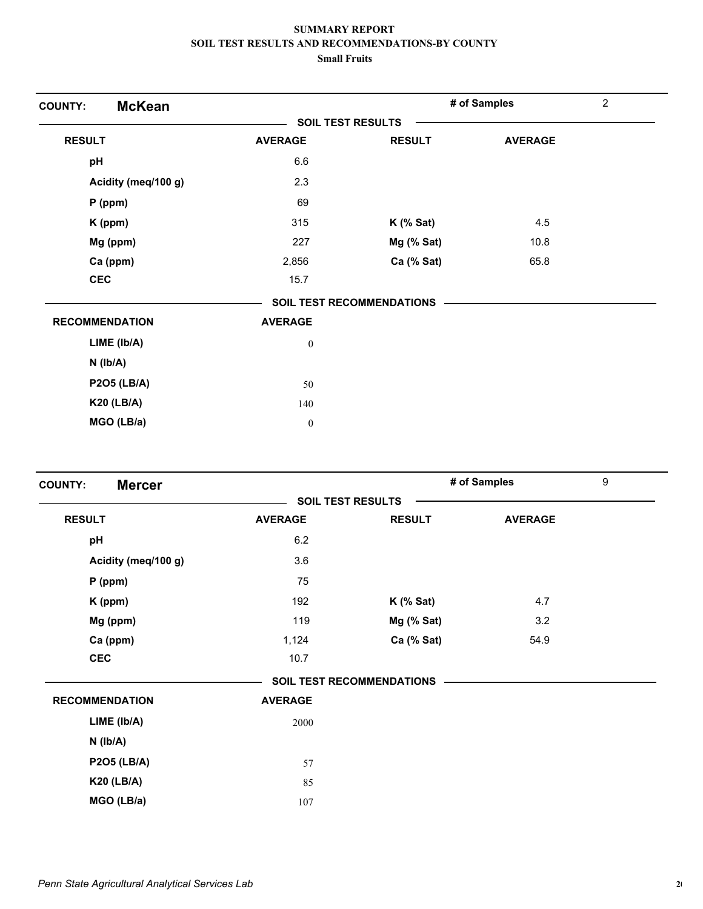# SUMMARY REPORT
## SOIL TEST RESULTS AND RECOMMENDATIONS-BY COUNTY
### Small Fruits

**COUNTY: McKean** — # of Samples: 2

**SOIL TEST RESULTS**

| RESULT | AVERAGE | RESULT | AVERAGE |
|---|---|---|---|
| pH | 6.6 | | |
| Acidity (meq/100 g) | 2.3 | | |
| P (ppm) | 69 | | |
| K (ppm) | 315 | K (% Sat) | 4.5 |
| Mg (ppm) | 227 | Mg (% Sat) | 10.8 |
| Ca (ppm) | 2,856 | Ca (% Sat) | 65.8 |
| CEC | 15.7 | | |

**SOIL TEST RECOMMENDATIONS**

| RECOMMENDATION | AVERAGE |
|---|---|
| LIME (lb/A) | 0 |
| N (lb/A) | |
| P2O5 (LB/A) | 50 |
| K20 (LB/A) | 140 |
| MGO (LB/a) | 0 |

**COUNTY: Mercer** — # of Samples: 9

**SOIL TEST RESULTS**

| RESULT | AVERAGE | RESULT | AVERAGE |
|---|---|---|---|
| pH | 6.2 | | |
| Acidity (meq/100 g) | 3.6 | | |
| P (ppm) | 75 | | |
| K (ppm) | 192 | K (% Sat) | 4.7 |
| Mg (ppm) | 119 | Mg (% Sat) | 3.2 |
| Ca (ppm) | 1,124 | Ca (% Sat) | 54.9 |
| CEC | 10.7 | | |

**SOIL TEST RECOMMENDATIONS**

| RECOMMENDATION | AVERAGE |
|---|---|
| LIME (lb/A) | 2000 |
| N (lb/A) | |
| P2O5 (LB/A) | 57 |
| K20 (LB/A) | 85 |
| MGO (LB/a) | 107 |

*Penn State Agricultural Analytical Services Lab*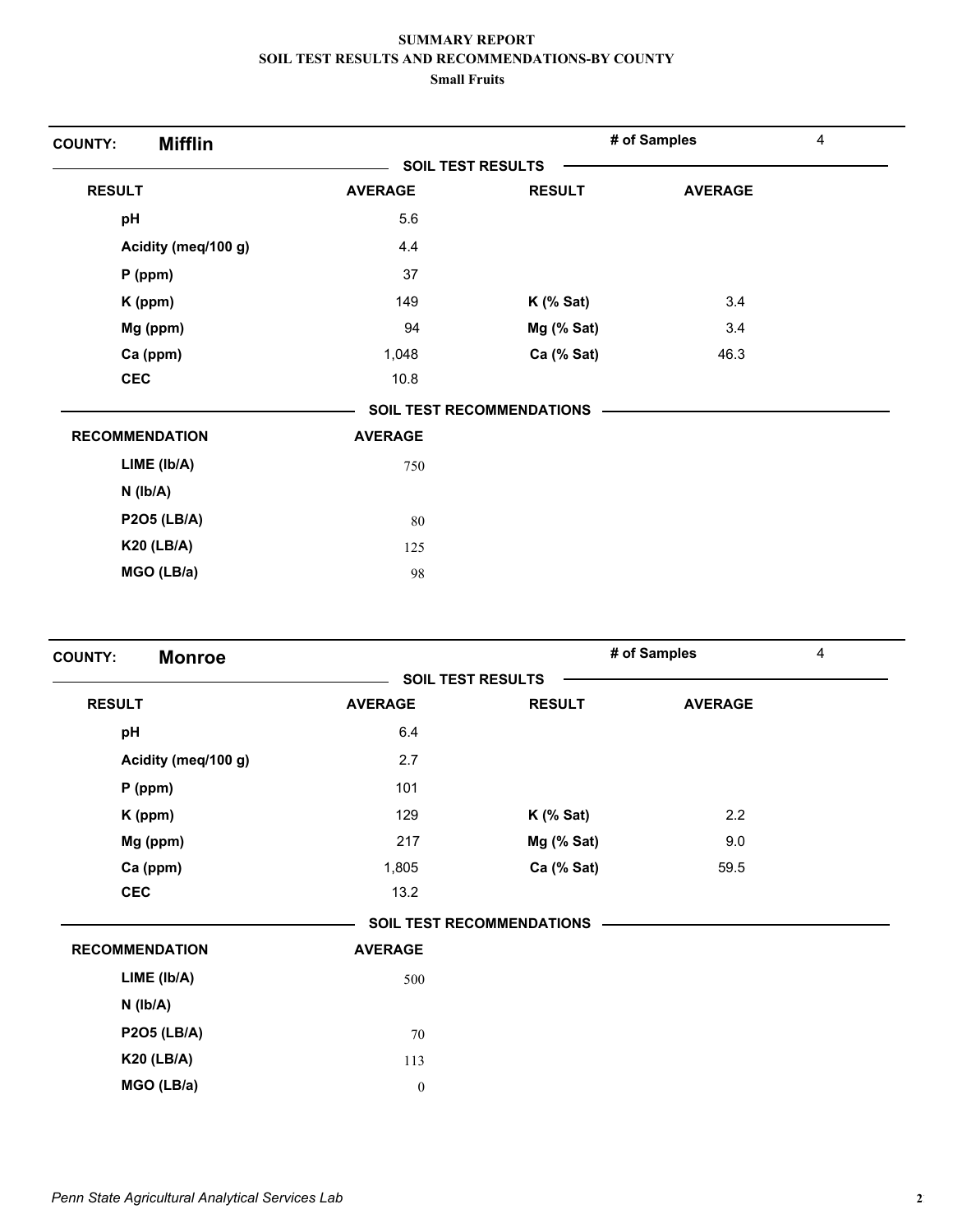# SUMMARY REPORT
## SOIL TEST RESULTS AND RECOMMENDATIONS-BY COUNTY
### Small Fruits

**COUNTY:** **Mifflin** | **# of Samples** 4

**SOIL TEST RESULTS**

| RESULT | AVERAGE | RESULT | AVERAGE |
|---|---|---|---|
| pH | 5.6 | | |
| Acidity (meq/100 g) | 4.4 | | |
| P (ppm) | 37 | | |
| K (ppm) | 149 | K (% Sat) | 3.4 |
| Mg (ppm) | 94 | Mg (% Sat) | 3.4 |
| Ca (ppm) | 1,048 | Ca (% Sat) | 46.3 |
| CEC | 10.8 | | |

**SOIL TEST RECOMMENDATIONS**

| RECOMMENDATION | AVERAGE |
|---|---|
| LIME (lb/A) | 750 |
| N (lb/A) | |
| P2O5 (LB/A) | 80 |
| K20 (LB/A) | 125 |
| MGO (LB/a) | 98 |

**COUNTY:** **Monroe** | **# of Samples** 4

**SOIL TEST RESULTS**

| RESULT | AVERAGE | RESULT | AVERAGE |
|---|---|---|---|
| pH | 6.4 | | |
| Acidity (meq/100 g) | 2.7 | | |
| P (ppm) | 101 | | |
| K (ppm) | 129 | K (% Sat) | 2.2 |
| Mg (ppm) | 217 | Mg (% Sat) | 9.0 |
| Ca (ppm) | 1,805 | Ca (% Sat) | 59.5 |
| CEC | 13.2 | | |

**SOIL TEST RECOMMENDATIONS**

| RECOMMENDATION | AVERAGE |
|---|---|
| LIME (lb/A) | 500 |
| N (lb/A) | |
| P2O5 (LB/A) | 70 |
| K20 (LB/A) | 113 |
| MGO (LB/a) | 0 |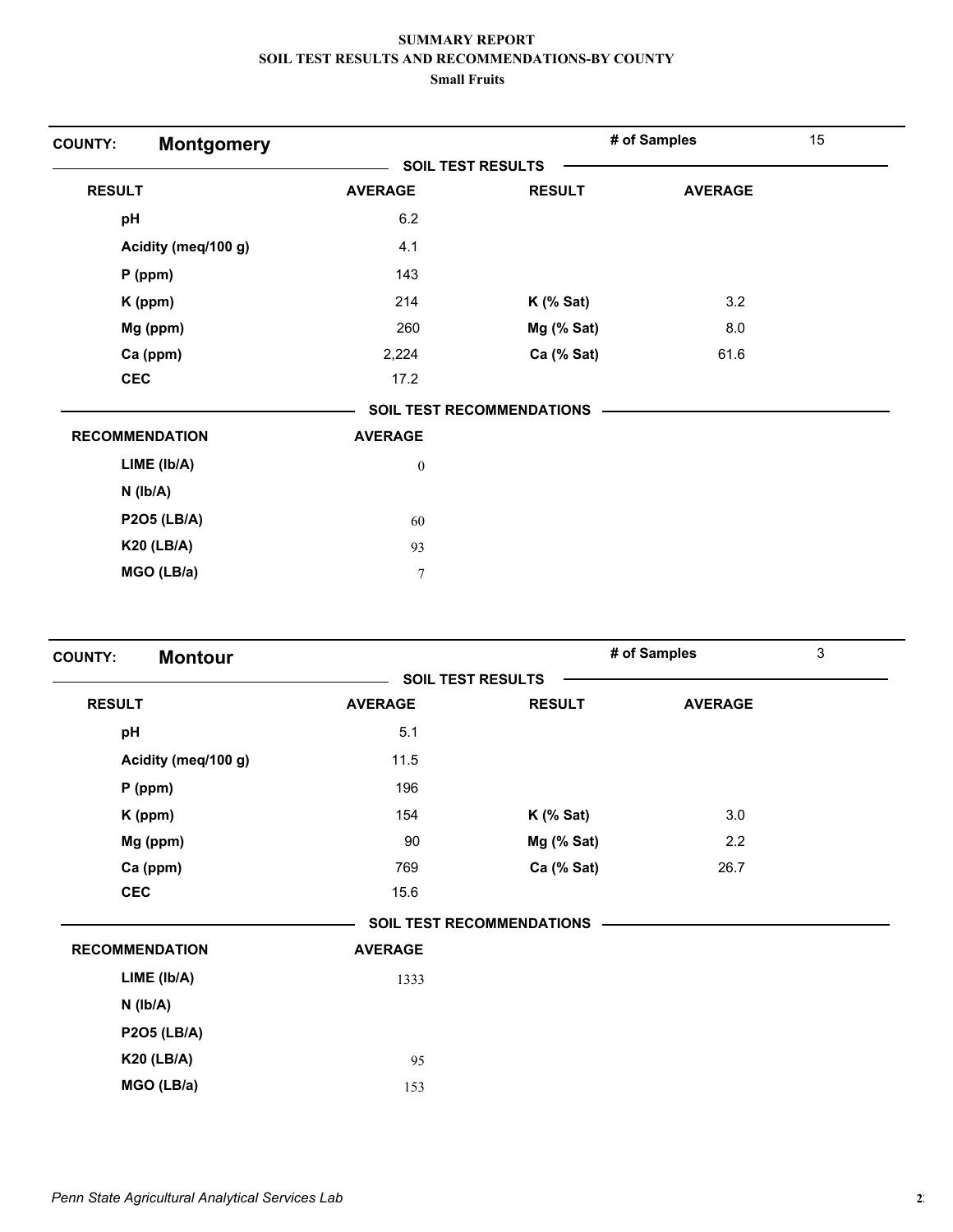**SUMMARY REPORT**
**SOIL TEST RESULTS AND RECOMMENDATIONS-BY COUNTY**
**Small Fruits**

## COUNTY: Montgomery

**# of Samples** 15

### SOIL TEST RESULTS

| RESULT | AVERAGE | RESULT | AVERAGE |
|---|---|---|---|
| pH | 6.2 | | |
| Acidity (meq/100 g) | 4.1 | | |
| P (ppm) | 143 | | |
| K (ppm) | 214 | K (% Sat) | 3.2 |
| Mg (ppm) | 260 | Mg (% Sat) | 8.0 |
| Ca (ppm) | 2,224 | Ca (% Sat) | 61.6 |
| CEC | 17.2 | | |

### SOIL TEST RECOMMENDATIONS

| RECOMMENDATION | AVERAGE |
|---|---|
| LIME (lb/A) | 0 |
| N (lb/A) | |
| P2O5 (LB/A) | 60 |
| K20 (LB/A) | 93 |
| MGO (LB/a) | 7 |

## COUNTY: Montour

**# of Samples** 3

### SOIL TEST RESULTS

| RESULT | AVERAGE | RESULT | AVERAGE |
|---|---|---|---|
| pH | 5.1 | | |
| Acidity (meq/100 g) | 11.5 | | |
| P (ppm) | 196 | | |
| K (ppm) | 154 | K (% Sat) | 3.0 |
| Mg (ppm) | 90 | Mg (% Sat) | 2.2 |
| Ca (ppm) | 769 | Ca (% Sat) | 26.7 |
| CEC | 15.6 | | |

### SOIL TEST RECOMMENDATIONS

| RECOMMENDATION | AVERAGE |
|---|---|
| LIME (lb/A) | 1333 |
| N (lb/A) | |
| P2O5 (LB/A) | |
| K20 (LB/A) | 95 |
| MGO (LB/a) | 153 |

*Penn State Agricultural Analytical Services Lab*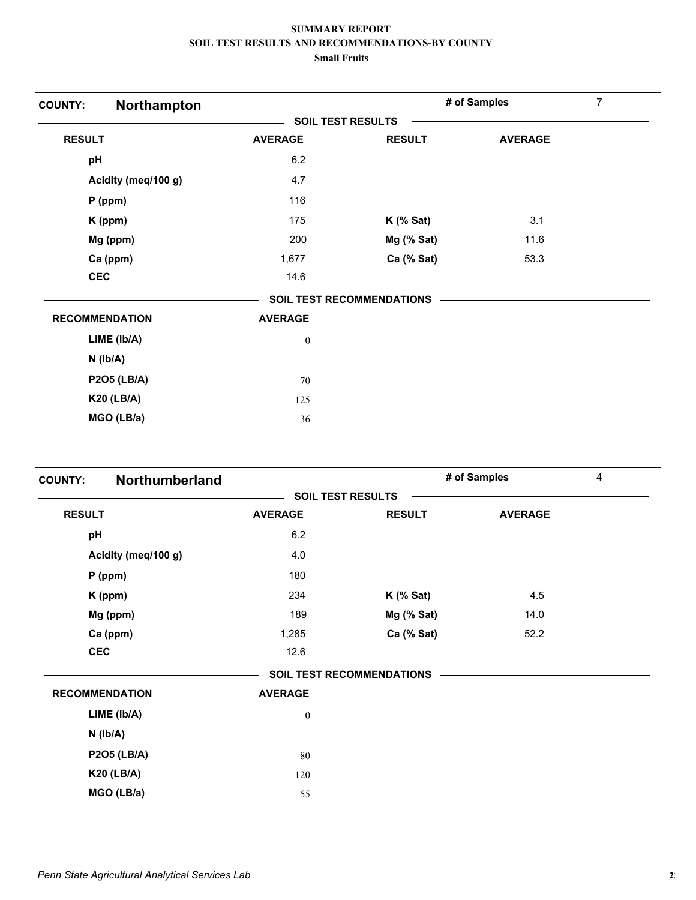**SUMMARY REPORT**
**SOIL TEST RESULTS AND RECOMMENDATIONS-BY COUNTY**
**Small Fruits**

## COUNTY: Northampton

**# of Samples:** 7

**SOIL TEST RESULTS**

| RESULT | AVERAGE | RESULT | AVERAGE |
|---|---|---|---|
| pH | 6.2 | | |
| Acidity (meq/100 g) | 4.7 | | |
| P (ppm) | 116 | | |
| K (ppm) | 175 | K (% Sat) | 3.1 |
| Mg (ppm) | 200 | Mg (% Sat) | 11.6 |
| Ca (ppm) | 1,677 | Ca (% Sat) | 53.3 |
| CEC | 14.6 | | |

**SOIL TEST RECOMMENDATIONS**

| RECOMMENDATION | AVERAGE |
|---|---|
| LIME (lb/A) | 0 |
| N (lb/A) | |
| P2O5 (LB/A) | 70 |
| K20 (LB/A) | 125 |
| MGO (LB/a) | 36 |

## COUNTY: Northumberland

**# of Samples:** 4

**SOIL TEST RESULTS**

| RESULT | AVERAGE | RESULT | AVERAGE |
|---|---|---|---|
| pH | 6.2 | | |
| Acidity (meq/100 g) | 4.0 | | |
| P (ppm) | 180 | | |
| K (ppm) | 234 | K (% Sat) | 4.5 |
| Mg (ppm) | 189 | Mg (% Sat) | 14.0 |
| Ca (ppm) | 1,285 | Ca (% Sat) | 52.2 |
| CEC | 12.6 | | |

**SOIL TEST RECOMMENDATIONS**

| RECOMMENDATION | AVERAGE |
|---|---|
| LIME (lb/A) | 0 |
| N (lb/A) | |
| P2O5 (LB/A) | 80 |
| K20 (LB/A) | 120 |
| MGO (LB/a) | 55 |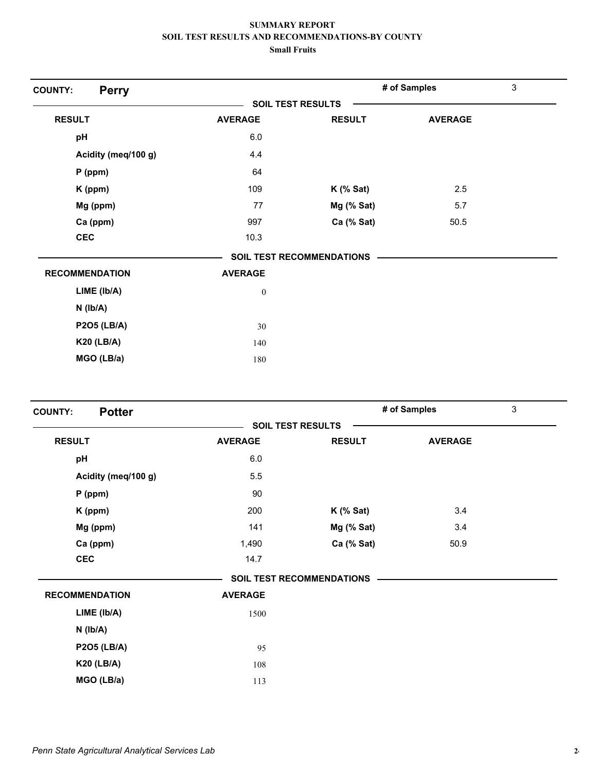**SUMMARY REPORT**
**SOIL TEST RESULTS AND RECOMMENDATIONS-BY COUNTY**
**Small Fruits**

**COUNTY: Perry** | **# of Samples** 3

**SOIL TEST RESULTS**

| RESULT | AVERAGE | RESULT | AVERAGE |
|---|---|---|---|
| pH | 6.0 | | |
| Acidity (meq/100 g) | 4.4 | | |
| P (ppm) | 64 | | |
| K (ppm) | 109 | K (% Sat) | 2.5 |
| Mg (ppm) | 77 | Mg (% Sat) | 5.7 |
| Ca (ppm) | 997 | Ca (% Sat) | 50.5 |
| CEC | 10.3 | | |

**SOIL TEST RECOMMENDATIONS**

| RECOMMENDATION | AVERAGE |
|---|---|
| LIME (lb/A) | 0 |
| N (lb/A) | |
| P2O5 (LB/A) | 30 |
| K20 (LB/A) | 140 |
| MGO (LB/a) | 180 |

**COUNTY: Potter** | **# of Samples** 3

**SOIL TEST RESULTS**

| RESULT | AVERAGE | RESULT | AVERAGE |
|---|---|---|---|
| pH | 6.0 | | |
| Acidity (meq/100 g) | 5.5 | | |
| P (ppm) | 90 | | |
| K (ppm) | 200 | K (% Sat) | 3.4 |
| Mg (ppm) | 141 | Mg (% Sat) | 3.4 |
| Ca (ppm) | 1,490 | Ca (% Sat) | 50.9 |
| CEC | 14.7 | | |

**SOIL TEST RECOMMENDATIONS**

| RECOMMENDATION | AVERAGE |
|---|---|
| LIME (lb/A) | 1500 |
| N (lb/A) | |
| P2O5 (LB/A) | 95 |
| K20 (LB/A) | 108 |
| MGO (LB/a) | 113 |

*Penn State Agricultural Analytical Services Lab*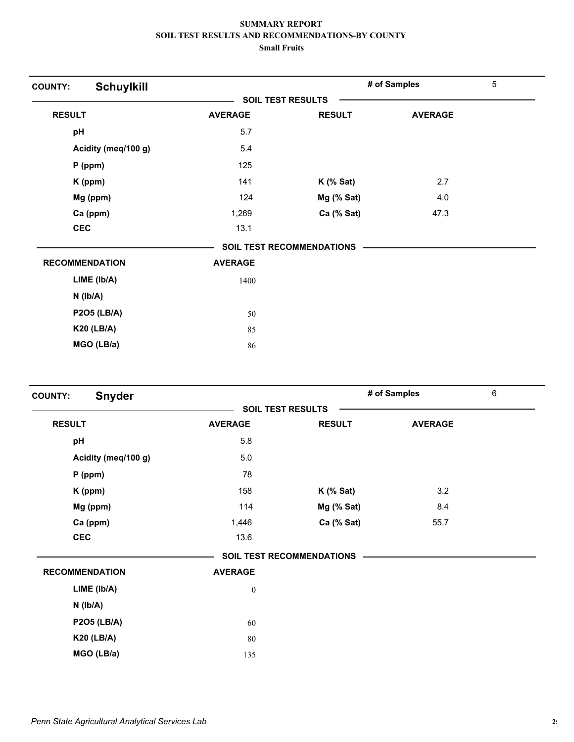**SUMMARY REPORT**
**SOIL TEST RESULTS AND RECOMMENDATIONS-BY COUNTY**
**Small Fruits**

**COUNTY: Schuylkill** | **# of Samples** 5

**SOIL TEST RESULTS**

| RESULT | AVERAGE | RESULT | AVERAGE |
|---|---|---|---|
| pH | 5.7 | | |
| Acidity (meq/100 g) | 5.4 | | |
| P (ppm) | 125 | | |
| K (ppm) | 141 | K (% Sat) | 2.7 |
| Mg (ppm) | 124 | Mg (% Sat) | 4.0 |
| Ca (ppm) | 1,269 | Ca (% Sat) | 47.3 |
| CEC | 13.1 | | |

**SOIL TEST RECOMMENDATIONS**

| RECOMMENDATION | AVERAGE |
|---|---|
| LIME (lb/A) | 1400 |
| N (lb/A) | |
| P2O5 (LB/A) | 50 |
| K20 (LB/A) | 85 |
| MGO (LB/a) | 86 |

**COUNTY: Snyder** | **# of Samples** 6

**SOIL TEST RESULTS**

| RESULT | AVERAGE | RESULT | AVERAGE |
|---|---|---|---|
| pH | 5.8 | | |
| Acidity (meq/100 g) | 5.0 | | |
| P (ppm) | 78 | | |
| K (ppm) | 158 | K (% Sat) | 3.2 |
| Mg (ppm) | 114 | Mg (% Sat) | 8.4 |
| Ca (ppm) | 1,446 | Ca (% Sat) | 55.7 |
| CEC | 13.6 | | |

**SOIL TEST RECOMMENDATIONS**

| RECOMMENDATION | AVERAGE |
|---|---|
| LIME (lb/A) | 0 |
| N (lb/A) | |
| P2O5 (LB/A) | 60 |
| K20 (LB/A) | 80 |
| MGO (LB/a) | 135 |

*Penn State Agricultural Analytical Services Lab*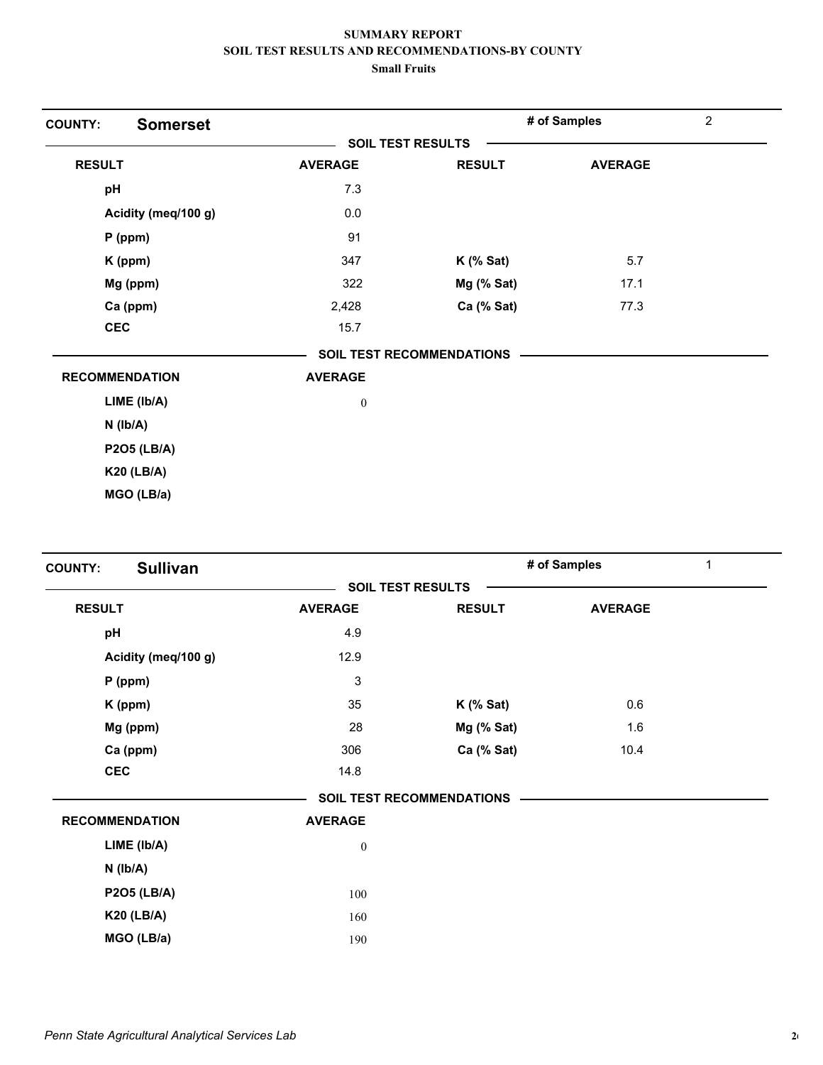**SUMMARY REPORT**
**SOIL TEST RESULTS AND RECOMMENDATIONS-BY COUNTY**
**Small Fruits**

## COUNTY: Somerset

**# of Samples:** 2

**SOIL TEST RESULTS**

| RESULT | AVERAGE | RESULT | AVERAGE |
|---|---|---|---|
| pH | 7.3 | | |
| Acidity (meq/100 g) | 0.0 | | |
| P (ppm) | 91 | | |
| K (ppm) | 347 | K (% Sat) | 5.7 |
| Mg (ppm) | 322 | Mg (% Sat) | 17.1 |
| Ca (ppm) | 2,428 | Ca (% Sat) | 77.3 |
| CEC | 15.7 | | |

**SOIL TEST RECOMMENDATIONS**

| RECOMMENDATION | AVERAGE |
|---|---|
| LIME (lb/A) | 0 |
| N (lb/A) | |
| P2O5 (LB/A) | |
| K20 (LB/A) | |
| MGO (LB/a) | |

## COUNTY: Sullivan

**# of Samples:** 1

**SOIL TEST RESULTS**

| RESULT | AVERAGE | RESULT | AVERAGE |
|---|---|---|---|
| pH | 4.9 | | |
| Acidity (meq/100 g) | 12.9 | | |
| P (ppm) | 3 | | |
| K (ppm) | 35 | K (% Sat) | 0.6 |
| Mg (ppm) | 28 | Mg (% Sat) | 1.6 |
| Ca (ppm) | 306 | Ca (% Sat) | 10.4 |
| CEC | 14.8 | | |

**SOIL TEST RECOMMENDATIONS**

| RECOMMENDATION | AVERAGE |
|---|---|
| LIME (lb/A) | 0 |
| N (lb/A) | |
| P2O5 (LB/A) | 100 |
| K20 (LB/A) | 160 |
| MGO (LB/a) | 190 |

*Penn State Agricultural Analytical Services Lab*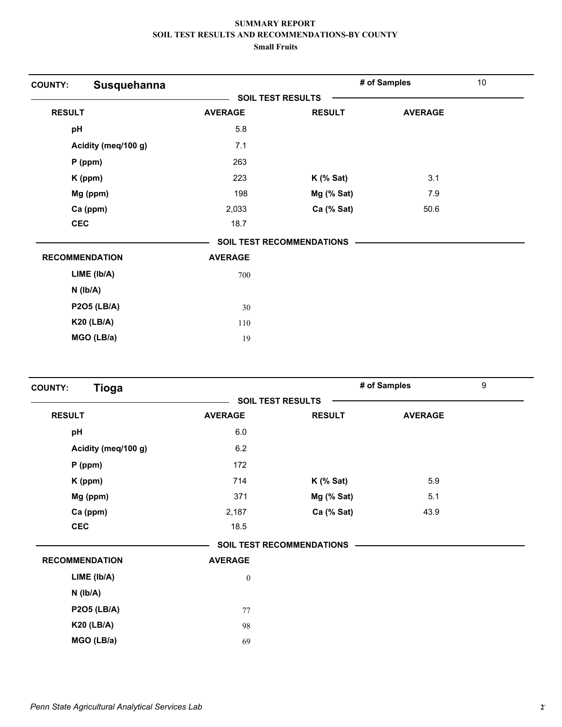# SUMMARY REPORT
## SOIL TEST RESULTS AND RECOMMENDATIONS-BY COUNTY
### Small Fruits

**COUNTY: Susquehanna** — # of Samples: 10

**SOIL TEST RESULTS**

| RESULT | AVERAGE | RESULT | AVERAGE |
|---|---|---|---|
| pH | 5.8 | | |
| Acidity (meq/100 g) | 7.1 | | |
| P (ppm) | 263 | | |
| K (ppm) | 223 | K (% Sat) | 3.1 |
| Mg (ppm) | 198 | Mg (% Sat) | 7.9 |
| Ca (ppm) | 2,033 | Ca (% Sat) | 50.6 |
| CEC | 18.7 | | |

**SOIL TEST RECOMMENDATIONS**

| RECOMMENDATION | AVERAGE |
|---|---|
| LIME (lb/A) | 700 |
| N (lb/A) | |
| P2O5 (LB/A) | 30 |
| K20 (LB/A) | 110 |
| MGO (LB/a) | 19 |

**COUNTY: Tioga** — # of Samples: 9

**SOIL TEST RESULTS**

| RESULT | AVERAGE | RESULT | AVERAGE |
|---|---|---|---|
| pH | 6.0 | | |
| Acidity (meq/100 g) | 6.2 | | |
| P (ppm) | 172 | | |
| K (ppm) | 714 | K (% Sat) | 5.9 |
| Mg (ppm) | 371 | Mg (% Sat) | 5.1 |
| Ca (ppm) | 2,187 | Ca (% Sat) | 43.9 |
| CEC | 18.5 | | |

**SOIL TEST RECOMMENDATIONS**

| RECOMMENDATION | AVERAGE |
|---|---|
| LIME (lb/A) | 0 |
| N (lb/A) | |
| P2O5 (LB/A) | 77 |
| K20 (LB/A) | 98 |
| MGO (LB/a) | 69 |

*Penn State Agricultural Analytical Services Lab*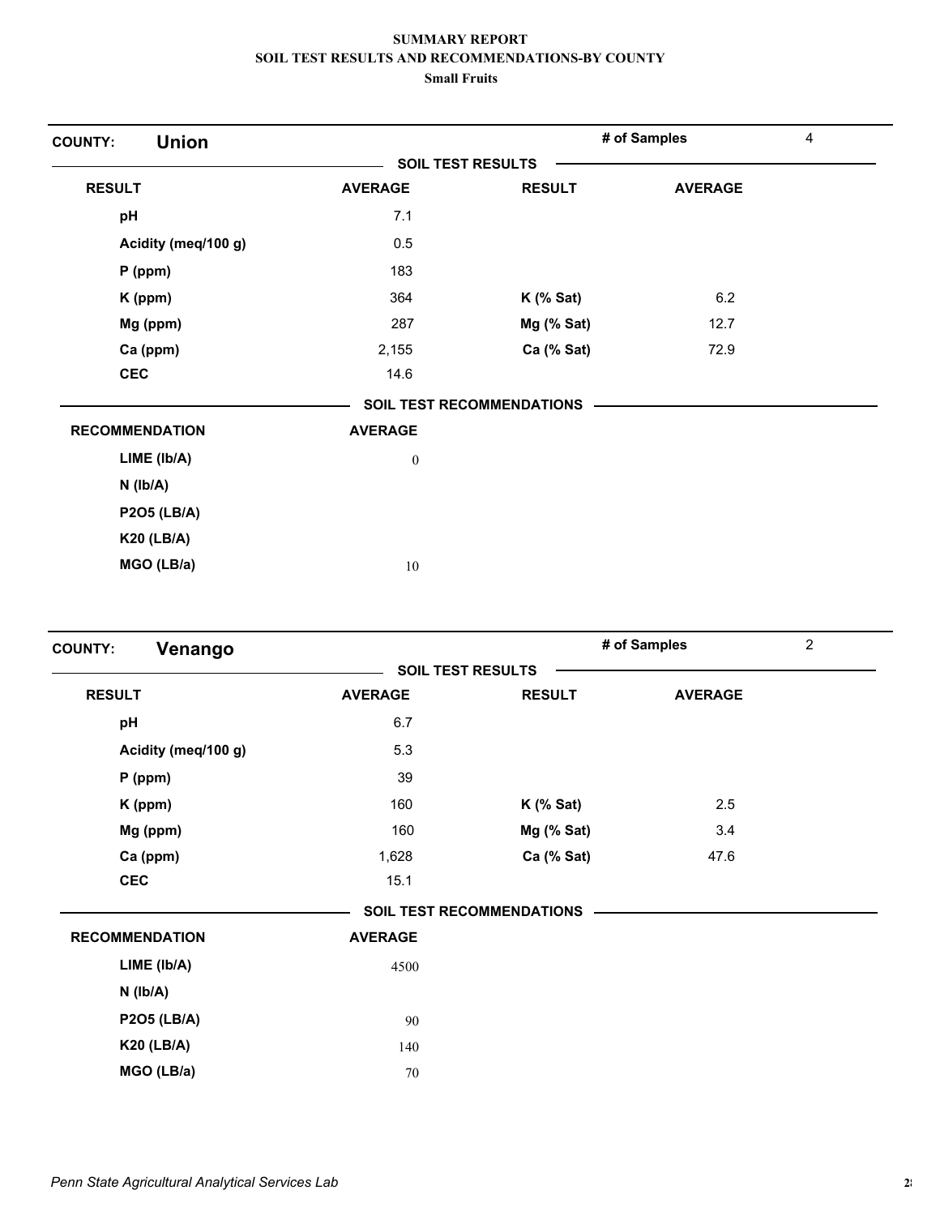**SUMMARY REPORT**
**SOIL TEST RESULTS AND RECOMMENDATIONS-BY COUNTY**
**Small Fruits**

## COUNTY: Union

**# of Samples** 4

**SOIL TEST RESULTS**

| RESULT | AVERAGE | RESULT | AVERAGE |
|---|---|---|---|
| pH | 7.1 | | |
| Acidity (meq/100 g) | 0.5 | | |
| P (ppm) | 183 | | |
| K (ppm) | 364 | K (% Sat) | 6.2 |
| Mg (ppm) | 287 | Mg (% Sat) | 12.7 |
| Ca (ppm) | 2,155 | Ca (% Sat) | 72.9 |
| CEC | 14.6 | | |

**SOIL TEST RECOMMENDATIONS**

| RECOMMENDATION | AVERAGE |
|---|---|
| LIME (lb/A) | 0 |
| N (lb/A) | |
| P2O5 (LB/A) | |
| K20 (LB/A) | |
| MGO (LB/a) | 10 |

## COUNTY: Venango

**# of Samples** 2

**SOIL TEST RESULTS**

| RESULT | AVERAGE | RESULT | AVERAGE |
|---|---|---|---|
| pH | 6.7 | | |
| Acidity (meq/100 g) | 5.3 | | |
| P (ppm) | 39 | | |
| K (ppm) | 160 | K (% Sat) | 2.5 |
| Mg (ppm) | 160 | Mg (% Sat) | 3.4 |
| Ca (ppm) | 1,628 | Ca (% Sat) | 47.6 |
| CEC | 15.1 | | |

**SOIL TEST RECOMMENDATIONS**

| RECOMMENDATION | AVERAGE |
|---|---|
| LIME (lb/A) | 4500 |
| N (lb/A) | |
| P2O5 (LB/A) | 90 |
| K20 (LB/A) | 140 |
| MGO (LB/a) | 70 |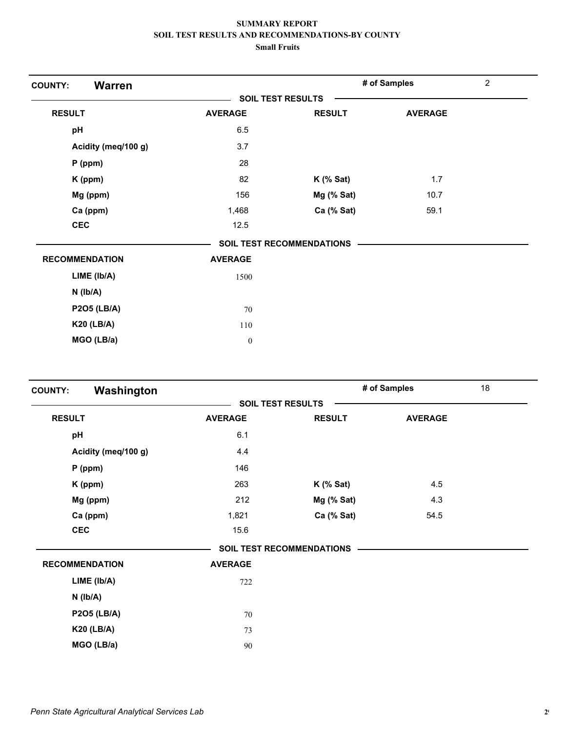**SUMMARY REPORT**
**SOIL TEST RESULTS AND RECOMMENDATIONS-BY COUNTY**
**Small Fruits**

**COUNTY: Warren** — # of Samples: 2

**SOIL TEST RESULTS**

| RESULT | AVERAGE | RESULT | AVERAGE |
|---|---|---|---|
| pH | 6.5 | | |
| Acidity (meq/100 g) | 3.7 | | |
| P (ppm) | 28 | | |
| K (ppm) | 82 | K (% Sat) | 1.7 |
| Mg (ppm) | 156 | Mg (% Sat) | 10.7 |
| Ca (ppm) | 1,468 | Ca (% Sat) | 59.1 |
| CEC | 12.5 | | |

**SOIL TEST RECOMMENDATIONS**

| RECOMMENDATION | AVERAGE |
|---|---|
| LIME (lb/A) | 1500 |
| N (lb/A) | |
| P2O5 (LB/A) | 70 |
| K20 (LB/A) | 110 |
| MGO (LB/a) | 0 |

**COUNTY: Washington** — # of Samples: 18

**SOIL TEST RESULTS**

| RESULT | AVERAGE | RESULT | AVERAGE |
|---|---|---|---|
| pH | 6.1 | | |
| Acidity (meq/100 g) | 4.4 | | |
| P (ppm) | 146 | | |
| K (ppm) | 263 | K (% Sat) | 4.5 |
| Mg (ppm) | 212 | Mg (% Sat) | 4.3 |
| Ca (ppm) | 1,821 | Ca (% Sat) | 54.5 |
| CEC | 15.6 | | |

**SOIL TEST RECOMMENDATIONS**

| RECOMMENDATION | AVERAGE |
|---|---|
| LIME (lb/A) | 722 |
| N (lb/A) | |
| P2O5 (LB/A) | 70 |
| K20 (LB/A) | 73 |
| MGO (LB/a) | 90 |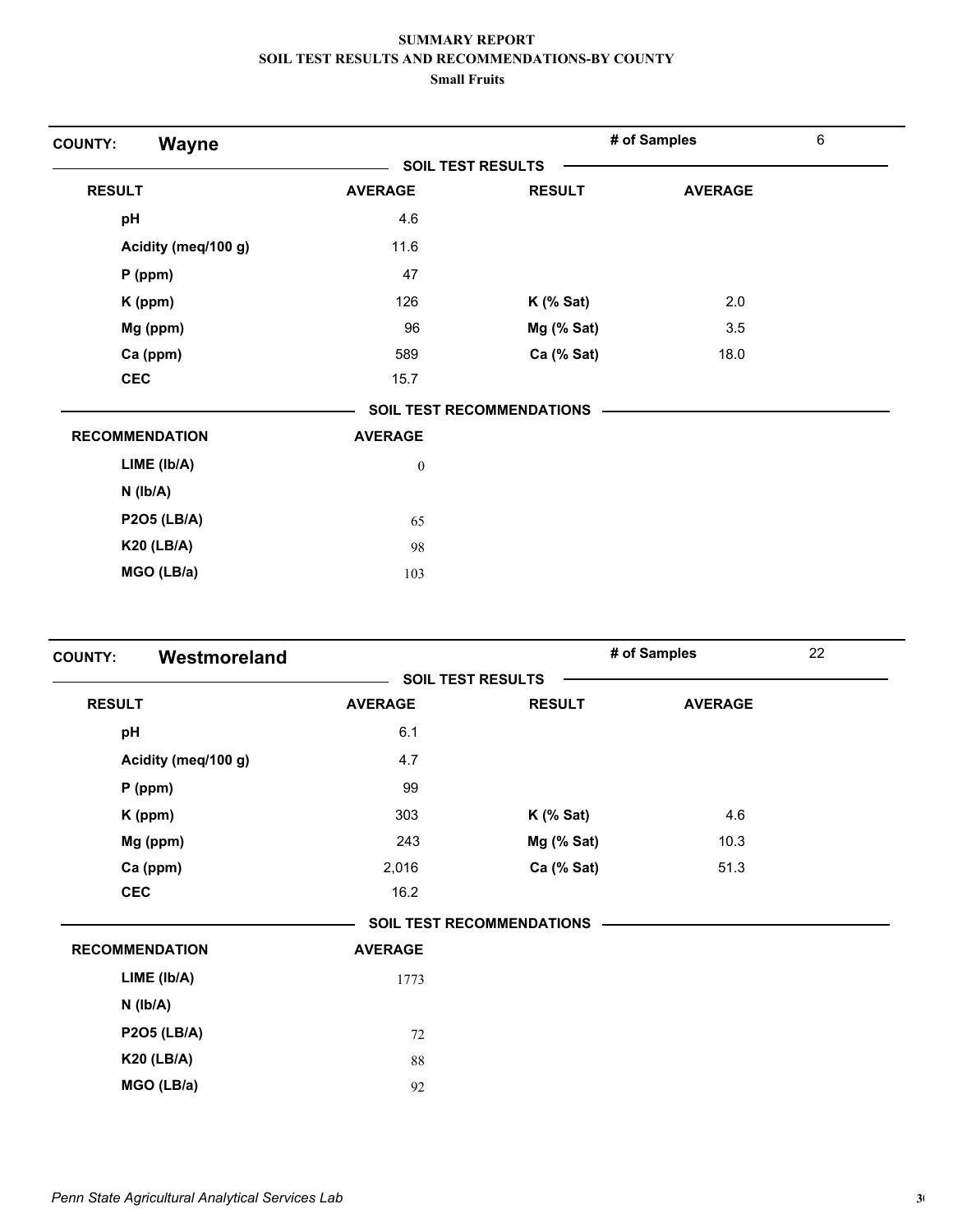**SUMMARY REPORT**
**SOIL TEST RESULTS AND RECOMMENDATIONS-BY COUNTY**
**Small Fruits**

**COUNTY:** **Wayne** | **# of Samples** 6

**SOIL TEST RESULTS**

| RESULT | AVERAGE | RESULT | AVERAGE |
|---|---|---|---|
| pH | 4.6 | | |
| Acidity (meq/100 g) | 11.6 | | |
| P (ppm) | 47 | | |
| K (ppm) | 126 | K (% Sat) | 2.0 |
| Mg (ppm) | 96 | Mg (% Sat) | 3.5 |
| Ca (ppm) | 589 | Ca (% Sat) | 18.0 |
| CEC | 15.7 | | |

**SOIL TEST RECOMMENDATIONS**

| RECOMMENDATION | AVERAGE |
|---|---|
| LIME (lb/A) | 0 |
| N (lb/A) | |
| P2O5 (LB/A) | 65 |
| K20 (LB/A) | 98 |
| MGO (LB/a) | 103 |

**COUNTY:** **Westmoreland** | **# of Samples** 22

**SOIL TEST RESULTS**

| RESULT | AVERAGE | RESULT | AVERAGE |
|---|---|---|---|
| pH | 6.1 | | |
| Acidity (meq/100 g) | 4.7 | | |
| P (ppm) | 99 | | |
| K (ppm) | 303 | K (% Sat) | 4.6 |
| Mg (ppm) | 243 | Mg (% Sat) | 10.3 |
| Ca (ppm) | 2,016 | Ca (% Sat) | 51.3 |
| CEC | 16.2 | | |

**SOIL TEST RECOMMENDATIONS**

| RECOMMENDATION | AVERAGE |
|---|---|
| LIME (lb/A) | 1773 |
| N (lb/A) | |
| P2O5 (LB/A) | 72 |
| K20 (LB/A) | 88 |
| MGO (LB/a) | 92 |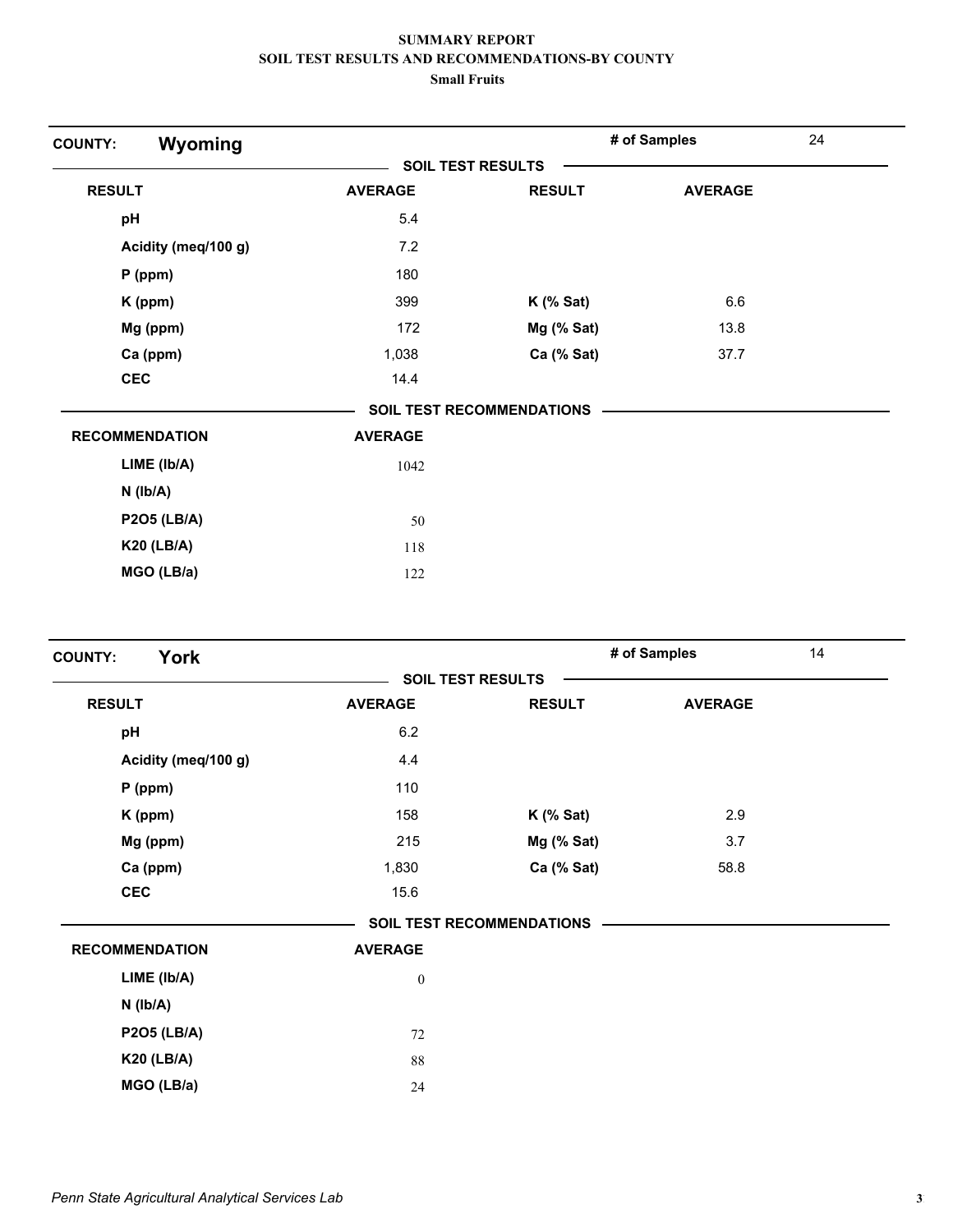**SUMMARY REPORT**
**SOIL TEST RESULTS AND RECOMMENDATIONS-BY COUNTY**
**Small Fruits**

## COUNTY: Wyoming

**# of Samples** 24

**SOIL TEST RESULTS**

| RESULT | AVERAGE | RESULT | AVERAGE |
|---|---|---|---|
| pH | 5.4 | | |
| Acidity (meq/100 g) | 7.2 | | |
| P (ppm) | 180 | | |
| K (ppm) | 399 | K (% Sat) | 6.6 |
| Mg (ppm) | 172 | Mg (% Sat) | 13.8 |
| Ca (ppm) | 1,038 | Ca (% Sat) | 37.7 |
| CEC | 14.4 | | |

**SOIL TEST RECOMMENDATIONS**

| RECOMMENDATION | AVERAGE |
|---|---|
| LIME (lb/A) | 1042 |
| N (lb/A) | |
| P2O5 (LB/A) | 50 |
| K20 (LB/A) | 118 |
| MGO (LB/a) | 122 |

## COUNTY: York

**# of Samples** 14

**SOIL TEST RESULTS**

| RESULT | AVERAGE | RESULT | AVERAGE |
|---|---|---|---|
| pH | 6.2 | | |
| Acidity (meq/100 g) | 4.4 | | |
| P (ppm) | 110 | | |
| K (ppm) | 158 | K (% Sat) | 2.9 |
| Mg (ppm) | 215 | Mg (% Sat) | 3.7 |
| Ca (ppm) | 1,830 | Ca (% Sat) | 58.8 |
| CEC | 15.6 | | |

**SOIL TEST RECOMMENDATIONS**

| RECOMMENDATION | AVERAGE |
|---|---|
| LIME (lb/A) | 0 |
| N (lb/A) | |
| P2O5 (LB/A) | 72 |
| K20 (LB/A) | 88 |
| MGO (LB/a) | 24 |

*Penn State Agricultural Analytical Services Lab*